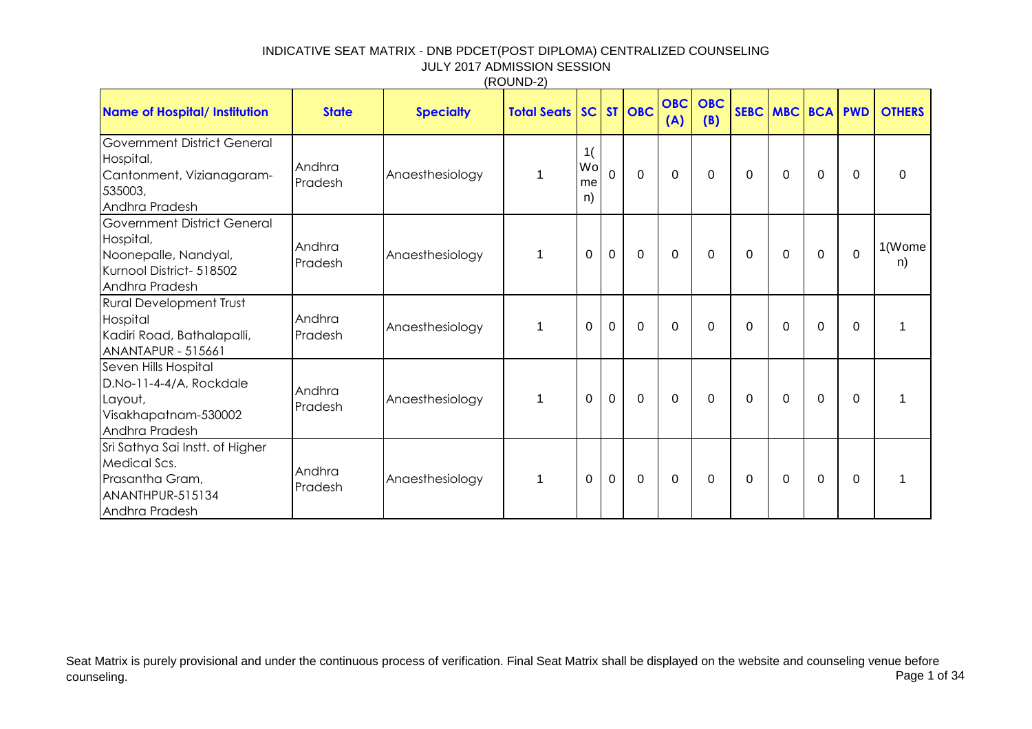# INDICATIVE SEAT MATRIX - DNB PDCET(POST DIPLOMA) CENTRALIZED COUNSELING

## JULY 2017 ADMISSION SESSION

### (ROUND-2)

| Name of Hospital/ Institution | State | Specialty | Total Seats | SC | ST | OBC | OBC (A) | OBC (B) | SEBC | MBC | BCA | PWD | OTHERS |
|---|---|---|---|---|---|---|---|---|---|---|---|---|---|
| Government District General Hospital, Cantonment, Vizianagaram-535003, Andhra Pradesh | Andhra Pradesh | Anaesthesiology | 1 | 1(Women) | 0 | 0 | 0 | 0 | 0 | 0 | 0 | 0 | 0 |
| Government District General Hospital, Noonepalle, Nandyal, Kurnool District- 518502 Andhra Pradesh | Andhra Pradesh | Anaesthesiology | 1 | 0 | 0 | 0 | 0 | 0 | 0 | 0 | 0 | 0 | 1(Women) |
| Rural Development Trust Hospital Kadiri Road, Bathalapalli, ANANTAPUR - 515661 | Andhra Pradesh | Anaesthesiology | 1 | 0 | 0 | 0 | 0 | 0 | 0 | 0 | 0 | 0 | 1 |
| Seven Hills Hospital D.No-11-4-4/A, Rockdale Layout, Visakhapatnam-530002 Andhra Pradesh | Andhra Pradesh | Anaesthesiology | 1 | 0 | 0 | 0 | 0 | 0 | 0 | 0 | 0 | 0 | 1 |
| Sri Sathya Sai Instt. of Higher Medical Scs. Prasantha Gram, ANANTHPUR-515134 Andhra Pradesh | Andhra Pradesh | Anaesthesiology | 1 | 0 | 0 | 0 | 0 | 0 | 0 | 0 | 0 | 0 | 1 |

Seat Matrix is purely provisional and under the continuous process of verification. Final Seat Matrix shall be displayed on the website and counseling venue before counseling.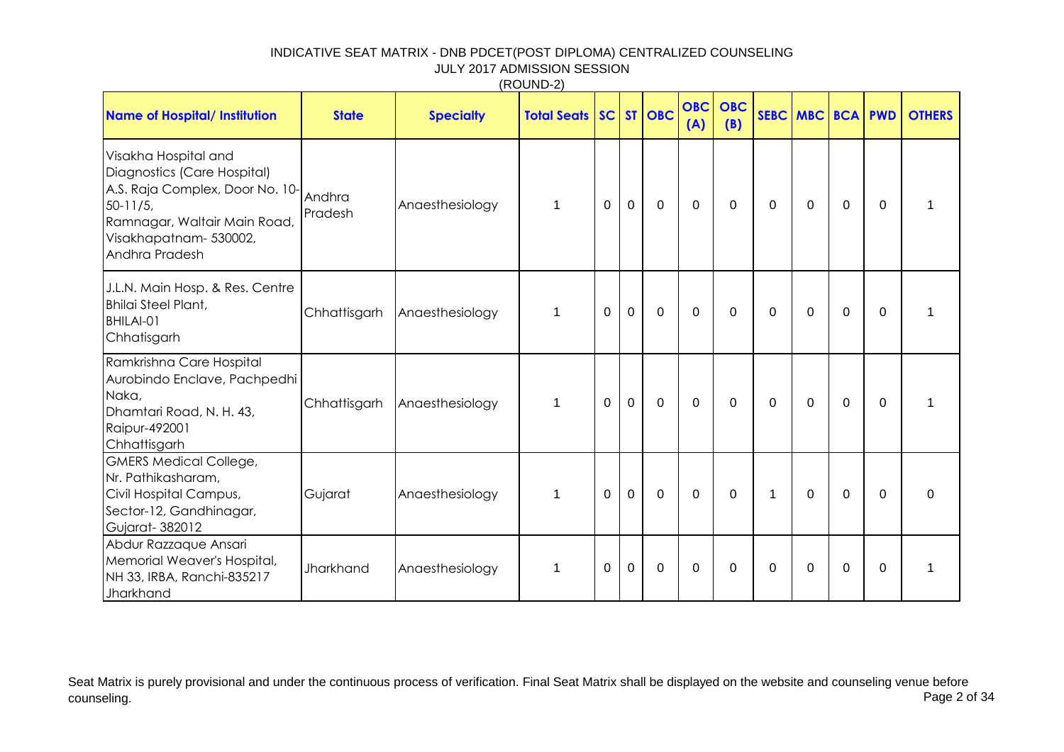INDICATIVE SEAT MATRIX - DNB PDCET(POST DIPLOMA) CENTRALIZED COUNSELING
JULY 2017 ADMISSION SESSION
(ROUND-2)

| Name of Hospital/ Institution | State | Specialty | Total Seats | SC | ST | OBC | OBC (A) | OBC (B) | SEBC | MBC | BCA | PWD | OTHERS |
|---|---|---|---|---|---|---|---|---|---|---|---|---|---|
| Visakha Hospital and Diagnostics (Care Hospital) A.S. Raja Complex, Door No. 10-50-11/5, Ramnagar, Waltair Main Road, Visakhapatnam- 530002, Andhra Pradesh | Andhra Pradesh | Anaesthesiology | 1 | 0 | 0 | 0 | 0 | 0 | 0 | 0 | 0 | 0 | 1 |
| J.L.N. Main Hosp. & Res. Centre Bhilai Steel Plant, BHILAI-01 Chhatisgarh | Chhattisgarh | Anaesthesiology | 1 | 0 | 0 | 0 | 0 | 0 | 0 | 0 | 0 | 0 | 1 |
| Ramkrishna Care Hospital Aurobindo Enclave, Pachpedhi Naka, Dhamtari Road, N. H. 43, Raipur-492001 Chhattisgarh | Chhattisgarh | Anaesthesiology | 1 | 0 | 0 | 0 | 0 | 0 | 0 | 0 | 0 | 0 | 1 |
| GMERS Medical College, Nr. Pathikasharam, Civil Hospital Campus, Sector-12, Gandhinagar, Gujarat- 382012 | Gujarat | Anaesthesiology | 1 | 0 | 0 | 0 | 0 | 0 | 1 | 0 | 0 | 0 | 0 |
| Abdur Razzaque Ansari Memorial Weaver's Hospital, NH 33, IRBA, Ranchi-835217 Jharkhand | Jharkhand | Anaesthesiology | 1 | 0 | 0 | 0 | 0 | 0 | 0 | 0 | 0 | 0 | 1 |

Seat Matrix is purely provisional and under the continuous process of verification. Final Seat Matrix shall be displayed on the website and counseling venue before counseling.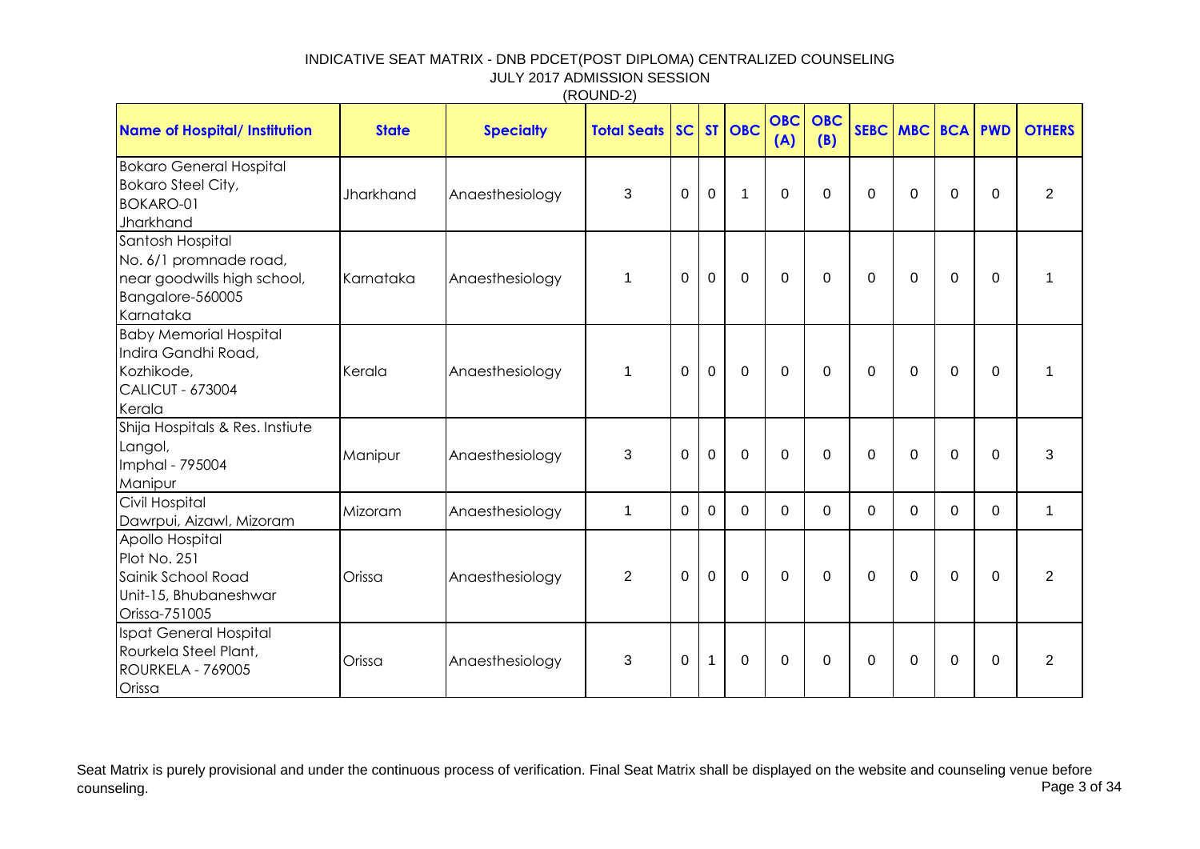# INDICATIVE SEAT MATRIX - DNB PDCET(POST DIPLOMA) CENTRALIZED COUNSELING

JULY 2017 ADMISSION SESSION

(ROUND-2)

| Name of Hospital/ Institution | State | Specialty | Total Seats | SC | ST | OBC | OBC (A) | OBC (B) | SEBC | MBC | BCA | PWD | OTHERS |
|---|---|---|---|---|---|---|---|---|---|---|---|---|---|
| Bokaro General Hospital Bokaro Steel City, BOKARO-01 Jharkhand | Jharkhand | Anaesthesiology | 3 | 0 | 0 | 1 | 0 | 0 | 0 | 0 | 0 | 0 | 2 |
| Santosh Hospital No. 6/1 promnade road, near goodwills high school, Bangalore-560005 Karnataka | Karnataka | Anaesthesiology | 1 | 0 | 0 | 0 | 0 | 0 | 0 | 0 | 0 | 0 | 1 |
| Baby Memorial Hospital Indira Gandhi Road, Kozhikode, CALICUT - 673004 Kerala | Kerala | Anaesthesiology | 1 | 0 | 0 | 0 | 0 | 0 | 0 | 0 | 0 | 0 | 1 |
| Shija Hospitals & Res. Instiute Langol, Imphal - 795004 Manipur | Manipur | Anaesthesiology | 3 | 0 | 0 | 0 | 0 | 0 | 0 | 0 | 0 | 0 | 3 |
| Civil Hospital Dawrpui, Aizawl, Mizoram | Mizoram | Anaesthesiology | 1 | 0 | 0 | 0 | 0 | 0 | 0 | 0 | 0 | 0 | 1 |
| Apollo Hospital Plot No. 251 Sainik School Road Unit-15, Bhubaneshwar Orissa-751005 | Orissa | Anaesthesiology | 2 | 0 | 0 | 0 | 0 | 0 | 0 | 0 | 0 | 0 | 2 |
| Ispat General Hospital Rourkela Steel Plant, ROURKELA - 769005 Orissa | Orissa | Anaesthesiology | 3 | 0 | 1 | 0 | 0 | 0 | 0 | 0 | 0 | 0 | 2 |

Seat Matrix is purely provisional and under the continuous process of verification. Final Seat Matrix shall be displayed on the website and counseling venue before counseling.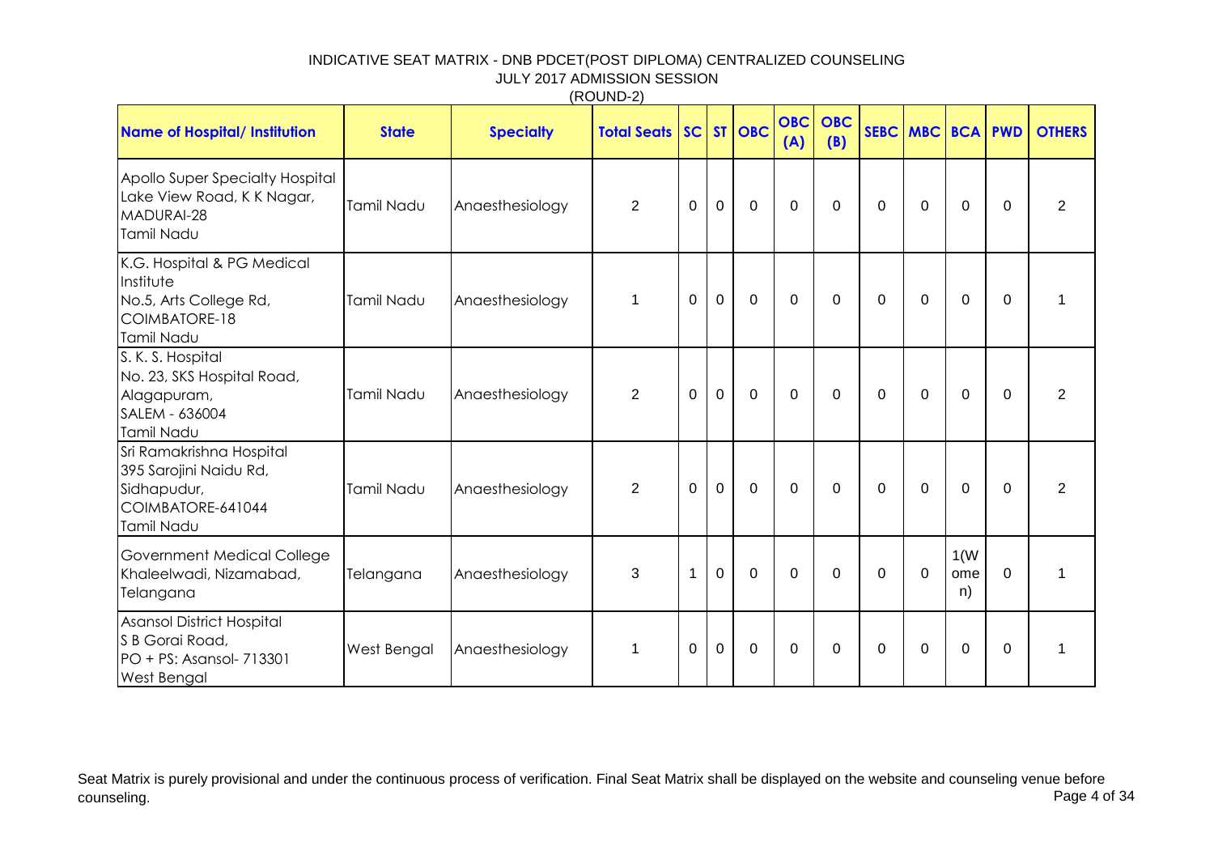# INDICATIVE SEAT MATRIX - DNB PDCET(POST DIPLOMA) CENTRALIZED COUNSELING

JULY 2017 ADMISSION SESSION

(ROUND-2)

| Name of Hospital/ Institution | State | Specialty | Total Seats | SC | ST | OBC | OBC (A) | OBC (B) | SEBC | MBC | BCA | PWD | OTHERS |
|---|---|---|---|---|---|---|---|---|---|---|---|---|---|
| Apollo Super Specialty Hospital Lake View Road, K K Nagar, MADURAI-28 Tamil Nadu | Tamil Nadu | Anaesthesiology | 2 | 0 | 0 | 0 | 0 | 0 | 0 | 0 | 0 | 0 | 2 |
| K.G. Hospital & PG Medical Institute No.5, Arts College Rd, COIMBATORE-18 Tamil Nadu | Tamil Nadu | Anaesthesiology | 1 | 0 | 0 | 0 | 0 | 0 | 0 | 0 | 0 | 0 | 1 |
| S. K. S. Hospital No. 23, SKS Hospital Road, Alagapuram, SALEM - 636004 Tamil Nadu | Tamil Nadu | Anaesthesiology | 2 | 0 | 0 | 0 | 0 | 0 | 0 | 0 | 0 | 0 | 2 |
| Sri Ramakrishna Hospital 395 Sarojini Naidu Rd, Sidhapudur, COIMBATORE-641044 Tamil Nadu | Tamil Nadu | Anaesthesiology | 2 | 0 | 0 | 0 | 0 | 0 | 0 | 0 | 0 | 0 | 2 |
| Government Medical College Khaleelwadi, Nizamabad, Telangana | Telangana | Anaesthesiology | 3 | 1 | 0 | 0 | 0 | 0 | 0 | 0 | 1(Women) | 0 | 1 |
| Asansol District Hospital S B Gorai Road, PO + PS: Asansol- 713301 West Bengal | West Bengal | Anaesthesiology | 1 | 0 | 0 | 0 | 0 | 0 | 0 | 0 | 0 | 0 | 1 |

Seat Matrix is purely provisional and under the continuous process of verification. Final Seat Matrix shall be displayed on the website and counseling venue before counseling.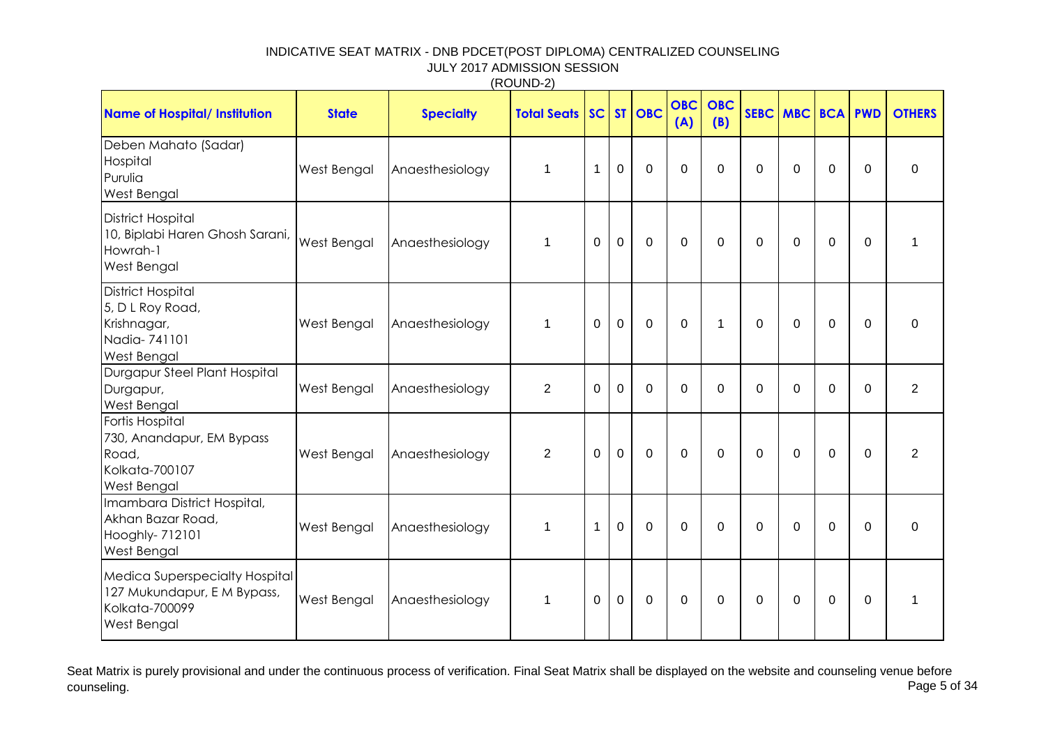INDICATIVE SEAT MATRIX - DNB PDCET(POST DIPLOMA) CENTRALIZED COUNSELING
JULY 2017 ADMISSION SESSION
(ROUND-2)

| Name of Hospital/ Institution | State | Specialty | Total Seats | SC | ST | OBC | OBC (A) | OBC (B) | SEBC | MBC | BCA | PWD | OTHERS |
|---|---|---|---|---|---|---|---|---|---|---|---|---|---|
| Deben Mahato (Sadar) Hospital Purulia West Bengal | West Bengal | Anaesthesiology | 1 | 1 | 0 | 0 | 0 | 0 | 0 | 0 | 0 | 0 | 0 |
| District Hospital 10, Biplabi Haren Ghosh Sarani, Howrah-1 West Bengal | West Bengal | Anaesthesiology | 1 | 0 | 0 | 0 | 0 | 0 | 0 | 0 | 0 | 0 | 1 |
| District Hospital 5, D L Roy Road, Krishnagar, Nadia- 741101 West Bengal | West Bengal | Anaesthesiology | 1 | 0 | 0 | 0 | 0 | 1 | 0 | 0 | 0 | 0 | 0 |
| Durgapur Steel Plant Hospital Durgapur, West Bengal | West Bengal | Anaesthesiology | 2 | 0 | 0 | 0 | 0 | 0 | 0 | 0 | 0 | 0 | 2 |
| Fortis Hospital 730, Anandapur, EM Bypass Road, Kolkata-700107 West Bengal | West Bengal | Anaesthesiology | 2 | 0 | 0 | 0 | 0 | 0 | 0 | 0 | 0 | 0 | 2 |
| Imambara District Hospital, Akhan Bazar Road, Hooghly- 712101 West Bengal | West Bengal | Anaesthesiology | 1 | 1 | 0 | 0 | 0 | 0 | 0 | 0 | 0 | 0 | 0 |
| Medica Superspecialty Hospital 127 Mukundapur, E M Bypass, Kolkata-700099 West Bengal | West Bengal | Anaesthesiology | 1 | 0 | 0 | 0 | 0 | 0 | 0 | 0 | 0 | 0 | 1 |

Seat Matrix is purely provisional and under the continuous process of verification. Final Seat Matrix shall be displayed on the website and counseling venue before counseling.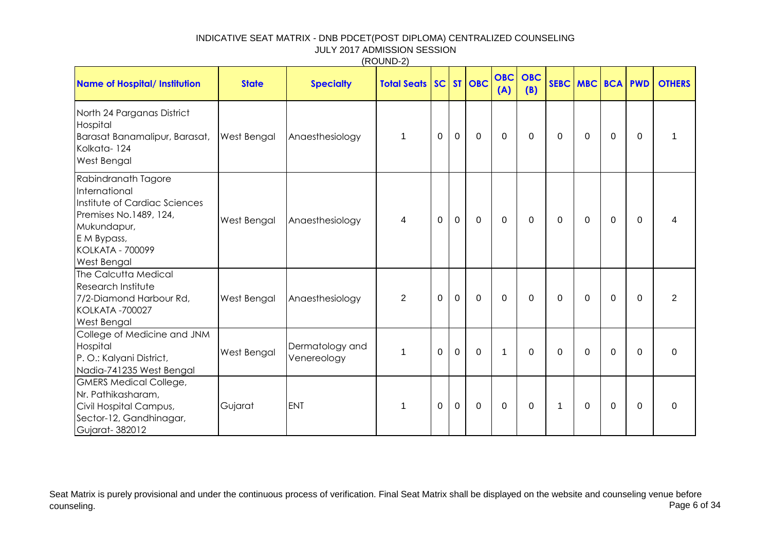INDICATIVE SEAT MATRIX - DNB PDCET(POST DIPLOMA) CENTRALIZED COUNSELING
JULY 2017 ADMISSION SESSION
(ROUND-2)

| Name of Hospital/ Institution | State | Specialty | Total Seats | SC | ST | OBC | OBC (A) | OBC (B) | SEBC | MBC | BCA | PWD | OTHERS |
|---|---|---|---|---|---|---|---|---|---|---|---|---|---|
| North 24 Parganas District Hospital Barasat Banamalipur, Barasat, Kolkata- 124 West Bengal | West Bengal | Anaesthesiology | 1 | 0 | 0 | 0 | 0 | 0 | 0 | 0 | 0 | 0 | 1 |
| Rabindranath Tagore International Institute of Cardiac Sciences Premises No.1489, 124, Mukundapur, E M Bypass, KOLKATA - 700099 West Bengal | West Bengal | Anaesthesiology | 4 | 0 | 0 | 0 | 0 | 0 | 0 | 0 | 0 | 0 | 4 |
| The Calcutta Medical Research Institute 7/2-Diamond Harbour Rd, KOLKATA -700027 West Bengal | West Bengal | Anaesthesiology | 2 | 0 | 0 | 0 | 0 | 0 | 0 | 0 | 0 | 0 | 2 |
| College of Medicine and JNM Hospital P. O.: Kalyani District, Nadia-741235 West Bengal | West Bengal | Dermatology and Venereology | 1 | 0 | 0 | 0 | 1 | 0 | 0 | 0 | 0 | 0 | 0 |
| GMERS Medical College, Nr. Pathikasharam, Civil Hospital Campus, Sector-12, Gandhinagar, Gujarat- 382012 | Gujarat | ENT | 1 | 0 | 0 | 0 | 0 | 0 | 1 | 0 | 0 | 0 | 0 |

Seat Matrix is purely provisional and under the continuous process of verification. Final Seat Matrix shall be displayed on the website and counseling venue before counseling.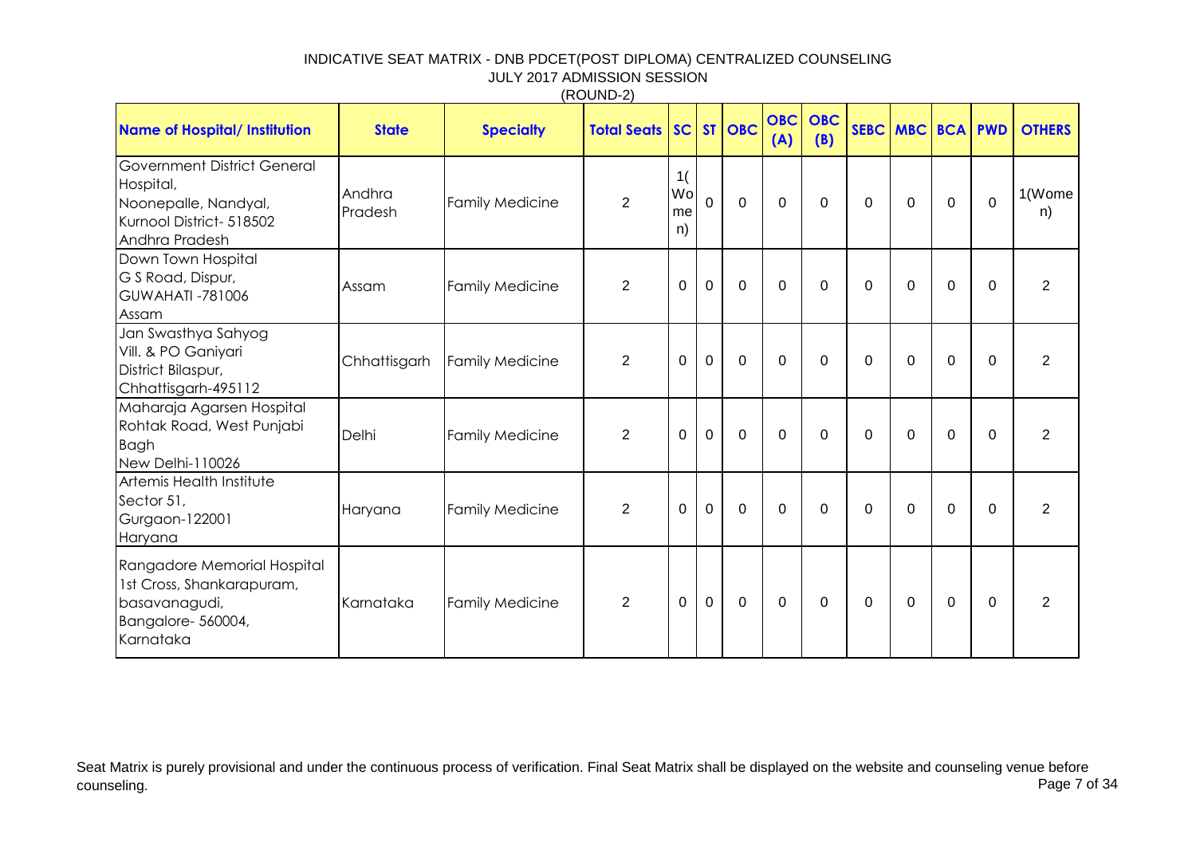INDICATIVE SEAT MATRIX - DNB PDCET(POST DIPLOMA) CENTRALIZED COUNSELING
JULY 2017 ADMISSION SESSION
(ROUND-2)

| Name of Hospital/ Institution | State | Specialty | Total Seats | SC | ST | OBC | OBC (A) | OBC (B) | SEBC | MBC | BCA | PWD | OTHERS |
|---|---|---|---|---|---|---|---|---|---|---|---|---|---|
| Government District General Hospital, Noonepalle, Nandyal, Kurnool District- 518502 Andhra Pradesh | Andhra Pradesh | Family Medicine | 2 | 1(Women) | 0 | 0 | 0 | 0 | 0 | 0 | 0 | 0 | 1(Women) |
| Down Town Hospital G S Road, Dispur, GUWAHATI -781006 Assam | Assam | Family Medicine | 2 | 0 | 0 | 0 | 0 | 0 | 0 | 0 | 0 | 0 | 2 |
| Jan Swasthya Sahyog Vill. & PO Ganiyari District Bilaspur, Chhattisgarh-495112 | Chhattisgarh | Family Medicine | 2 | 0 | 0 | 0 | 0 | 0 | 0 | 0 | 0 | 0 | 2 |
| Maharaja Agarsen Hospital Rohtak Road, West Punjabi Bagh New Delhi-110026 | Delhi | Family Medicine | 2 | 0 | 0 | 0 | 0 | 0 | 0 | 0 | 0 | 0 | 2 |
| Artemis Health Institute Sector 51, Gurgaon-122001 Haryana | Haryana | Family Medicine | 2 | 0 | 0 | 0 | 0 | 0 | 0 | 0 | 0 | 0 | 2 |
| Rangadore Memorial Hospital 1st Cross, Shankarapuram, basavanagudi, Bangalore- 560004, Karnataka | Karnataka | Family Medicine | 2 | 0 | 0 | 0 | 0 | 0 | 0 | 0 | 0 | 0 | 2 |

Seat Matrix is purely provisional and under the continuous process of verification. Final Seat Matrix shall be displayed on the website and counseling venue before counseling.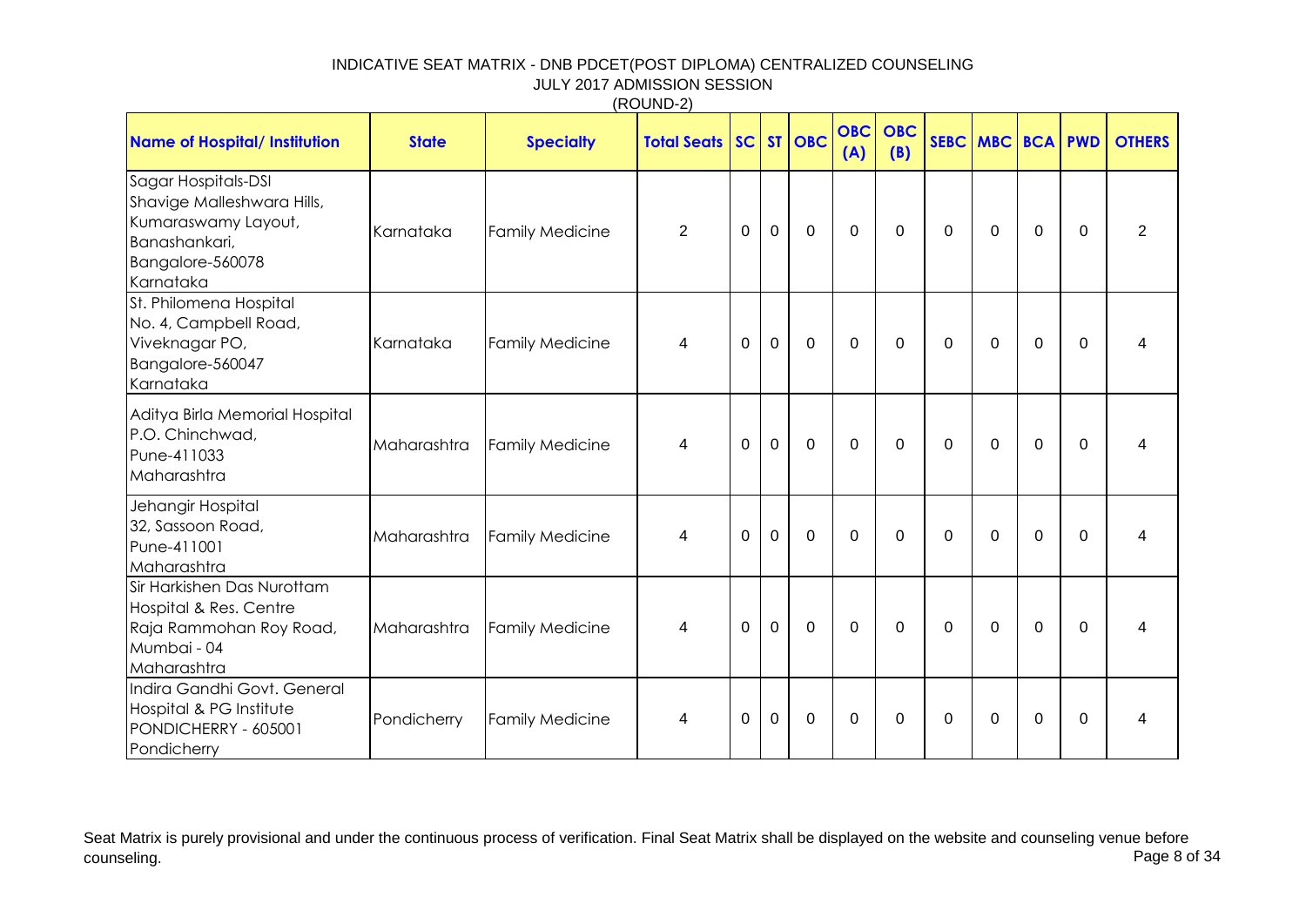INDICATIVE SEAT MATRIX - DNB PDCET(POST DIPLOMA) CENTRALIZED COUNSELING
JULY 2017 ADMISSION SESSION
(ROUND-2)

| Name of Hospital/ Institution | State | Specialty | Total Seats | SC | ST | OBC | OBC (A) | OBC (B) | SEBC | MBC | BCA | PWD | OTHERS |
|---|---|---|---|---|---|---|---|---|---|---|---|---|---|
| Sagar Hospitals-DSI Shavige Malleshwara Hills, Kumaraswamy Layout, Banashankari, Bangalore-560078 Karnataka | Karnataka | Family Medicine | 2 | 0 | 0 | 0 | 0 | 0 | 0 | 0 | 0 | 0 | 2 |
| St. Philomena Hospital No. 4, Campbell Road, Viveknagar PO, Bangalore-560047 Karnataka | Karnataka | Family Medicine | 4 | 0 | 0 | 0 | 0 | 0 | 0 | 0 | 0 | 0 | 4 |
| Aditya Birla Memorial Hospital P.O. Chinchwad, Pune-411033 Maharashtra | Maharashtra | Family Medicine | 4 | 0 | 0 | 0 | 0 | 0 | 0 | 0 | 0 | 0 | 4 |
| Jehangir Hospital 32, Sassoon Road, Pune-411001 Maharashtra | Maharashtra | Family Medicine | 4 | 0 | 0 | 0 | 0 | 0 | 0 | 0 | 0 | 0 | 4 |
| Sir Harkishen Das Nurottam Hospital & Res. Centre Raja Rammohan Roy Road, Mumbai - 04 Maharashtra | Maharashtra | Family Medicine | 4 | 0 | 0 | 0 | 0 | 0 | 0 | 0 | 0 | 0 | 4 |
| Indira Gandhi Govt. General Hospital & PG Institute PONDICHERRY - 605001 Pondicherry | Pondicherry | Family Medicine | 4 | 0 | 0 | 0 | 0 | 0 | 0 | 0 | 0 | 0 | 4 |

Seat Matrix is purely provisional and under the continuous process of verification. Final Seat Matrix shall be displayed on the website and counseling venue before counseling.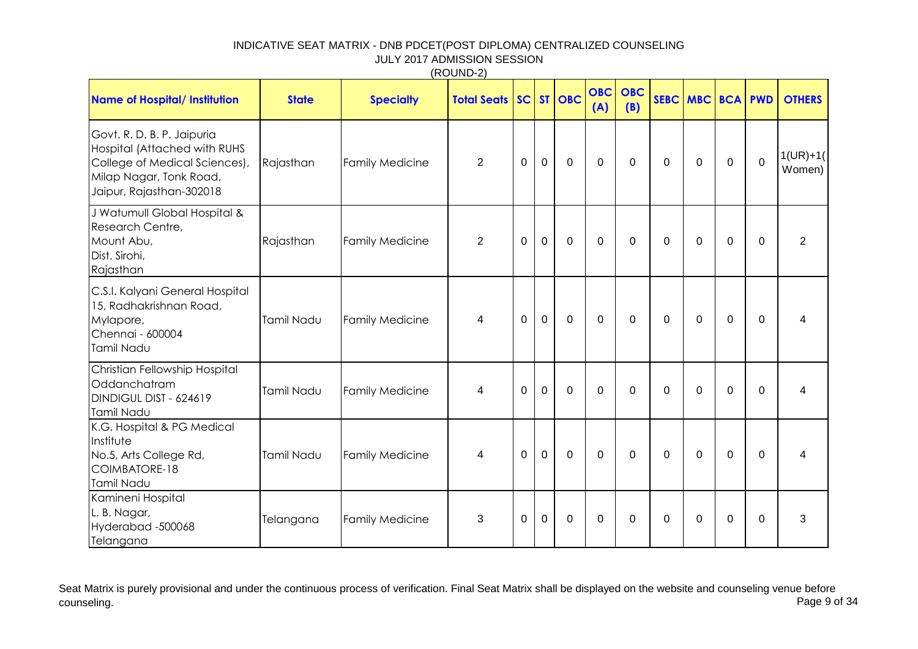INDICATIVE SEAT MATRIX - DNB PDCET(POST DIPLOMA) CENTRALIZED COUNSELING
JULY 2017 ADMISSION SESSION
(ROUND-2)

| Name of Hospital/ Institution | State | Specialty | Total Seats | SC | ST | OBC | OBC (A) | OBC (B) | SEBC | MBC | BCA | PWD | OTHERS |
|---|---|---|---|---|---|---|---|---|---|---|---|---|---|
| Govt. R. D. B. P. Jaipuria Hospital (Attached with RUHS College of Medical Sciences), Milap Nagar, Tonk Road, Jaipur, Rajasthan-302018 | Rajasthan | Family Medicine | 2 | 0 | 0 | 0 | 0 | 0 | 0 | 0 | 0 | 0 | 1(UR)+1(Women) |
| J Watumull Global Hospital & Research Centre, Mount Abu, Dist. Sirohi, Rajasthan | Rajasthan | Family Medicine | 2 | 0 | 0 | 0 | 0 | 0 | 0 | 0 | 0 | 0 | 2 |
| C.S.I. Kalyani General Hospital 15, Radhakrishnan Road, Mylapore, Chennai - 600004 Tamil Nadu | Tamil Nadu | Family Medicine | 4 | 0 | 0 | 0 | 0 | 0 | 0 | 0 | 0 | 0 | 4 |
| Christian Fellowship Hospital Oddanchatram DINDIGUL DIST - 624619 Tamil Nadu | Tamil Nadu | Family Medicine | 4 | 0 | 0 | 0 | 0 | 0 | 0 | 0 | 0 | 0 | 4 |
| K.G. Hospital & PG Medical Institute No.5, Arts College Rd, COIMBATORE-18 Tamil Nadu | Tamil Nadu | Family Medicine | 4 | 0 | 0 | 0 | 0 | 0 | 0 | 0 | 0 | 0 | 4 |
| Kamineni Hospital L. B. Nagar, Hyderabad -500068 Telangana | Telangana | Family Medicine | 3 | 0 | 0 | 0 | 0 | 0 | 0 | 0 | 0 | 0 | 3 |

Seat Matrix is purely provisional and under the continuous process of verification. Final Seat Matrix shall be displayed on the website and counseling venue before counseling.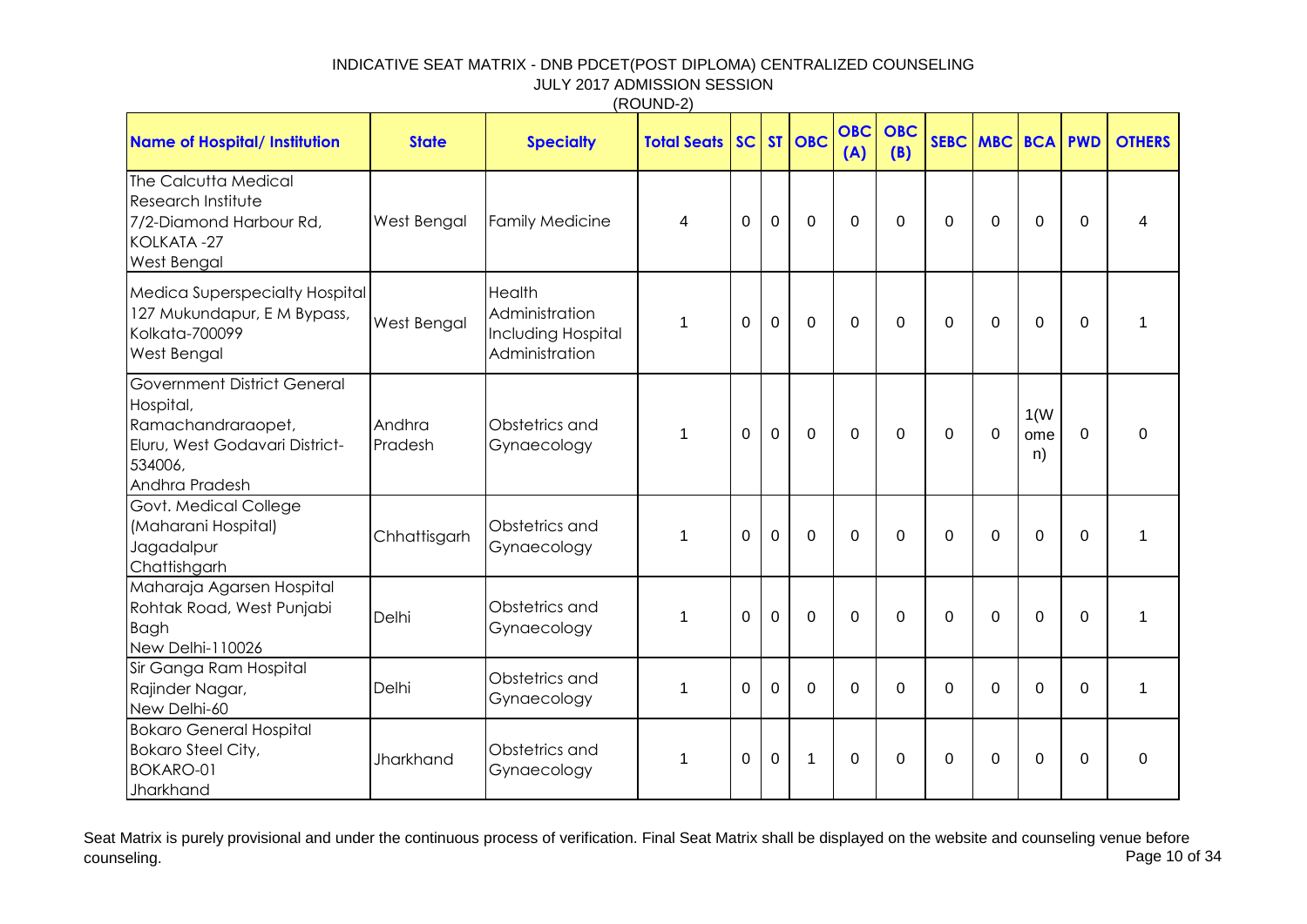INDICATIVE SEAT MATRIX - DNB PDCET(POST DIPLOMA) CENTRALIZED COUNSELING

JULY 2017 ADMISSION SESSION

(ROUND-2)

| Name of Hospital/ Institution | State | Specialty | Total Seats | SC | ST | OBC | OBC (A) | OBC (B) | SEBC | MBC | BCA | PWD | OTHERS |
|---|---|---|---|---|---|---|---|---|---|---|---|---|---|
| The Calcutta Medical Research Institute 7/2-Diamond Harbour Rd, KOLKATA -27 West Bengal | West Bengal | Family Medicine | 4 | 0 | 0 | 0 | 0 | 0 | 0 | 0 | 0 | 0 | 4 |
| Medica Superspecialty Hospital 127 Mukundapur, E M Bypass, Kolkata-700099 West Bengal | West Bengal | Health Administration Including Hospital Administration | 1 | 0 | 0 | 0 | 0 | 0 | 0 | 0 | 0 | 0 | 1 |
| Government District General Hospital, Ramachandraraopet, Eluru, West Godavari District-534006, Andhra Pradesh | Andhra Pradesh | Obstetrics and Gynaecology | 1 | 0 | 0 | 0 | 0 | 0 | 0 | 0 | 1(Women) | 0 | 0 |
| Govt. Medical College (Maharani Hospital) Jagadalpur Chattishgarh | Chhattisgarh | Obstetrics and Gynaecology | 1 | 0 | 0 | 0 | 0 | 0 | 0 | 0 | 0 | 0 | 1 |
| Maharaja Agarsen Hospital Rohtak Road, West Punjabi Bagh New Delhi-110026 | Delhi | Obstetrics and Gynaecology | 1 | 0 | 0 | 0 | 0 | 0 | 0 | 0 | 0 | 0 | 1 |
| Sir Ganga Ram Hospital Rajinder Nagar, New Delhi-60 | Delhi | Obstetrics and Gynaecology | 1 | 0 | 0 | 0 | 0 | 0 | 0 | 0 | 0 | 0 | 1 |
| Bokaro General Hospital Bokaro Steel City, BOKARO-01 Jharkhand | Jharkhand | Obstetrics and Gynaecology | 1 | 0 | 0 | 1 | 0 | 0 | 0 | 0 | 0 | 0 | 0 |

Seat Matrix is purely provisional and under the continuous process of verification. Final Seat Matrix shall be displayed on the website and counseling venue before counseling.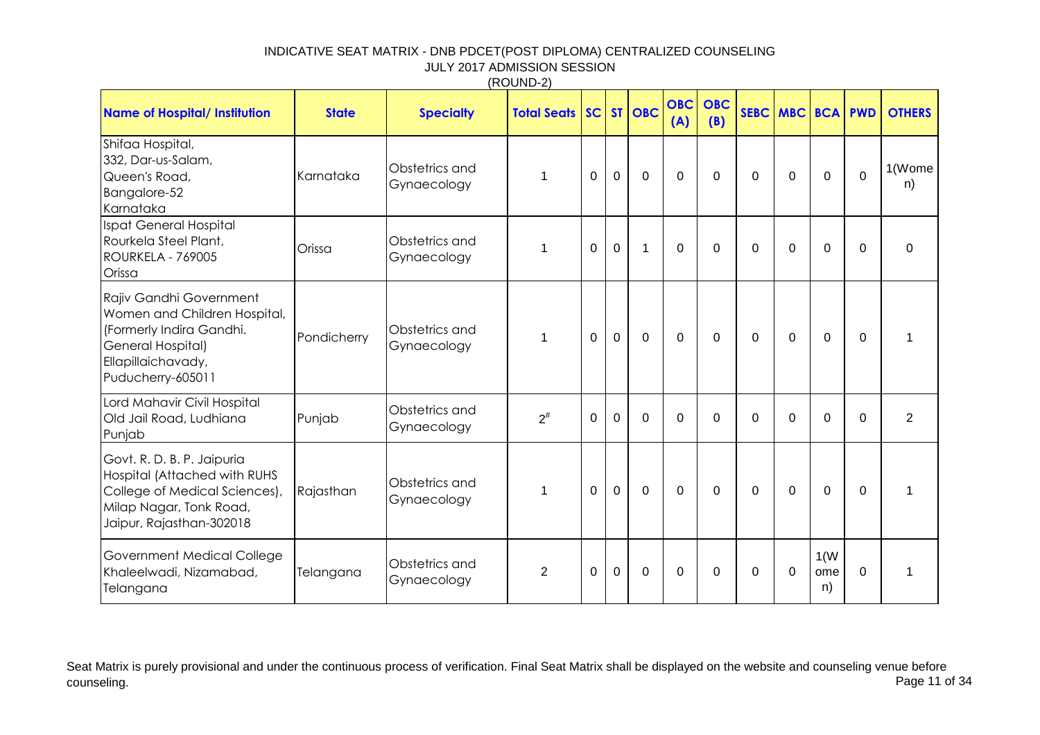INDICATIVE SEAT MATRIX - DNB PDCET(POST DIPLOMA) CENTRALIZED COUNSELING
JULY 2017 ADMISSION SESSION
(ROUND-2)

| Name of Hospital/ Institution | State | Specialty | Total Seats | SC | ST | OBC | OBC (A) | OBC (B) | SEBC | MBC | BCA | PWD | OTHERS |
|---|---|---|---|---|---|---|---|---|---|---|---|---|---|
| Shifaa Hospital, 332, Dar-us-Salam, Queen's Road, Bangalore-52 Karnataka | Karnataka | Obstetrics and Gynaecology | 1 | 0 | 0 | 0 | 0 | 0 | 0 | 0 | 0 | 0 | 1(Women) |
| Ispat General Hospital Rourkela Steel Plant, ROURKELA - 769005 Orissa | Orissa | Obstetrics and Gynaecology | 1 | 0 | 0 | 1 | 0 | 0 | 0 | 0 | 0 | 0 | 0 |
| Rajiv Gandhi Government Women and Children Hospital, (Formerly Indira Gandhi. General Hospital) Ellapillaichavady, Puducherry-605011 | Pondicherry | Obstetrics and Gynaecology | 1 | 0 | 0 | 0 | 0 | 0 | 0 | 0 | 0 | 0 | 1 |
| Lord Mahavir Civil Hospital Old Jail Road, Ludhiana Punjab | Punjab | Obstetrics and Gynaecology | 2# | 0 | 0 | 0 | 0 | 0 | 0 | 0 | 0 | 0 | 2 |
| Govt. R. D. B. P. Jaipuria Hospital (Attached with RUHS College of Medical Sciences), Milap Nagar, Tonk Road, Jaipur, Rajasthan-302018 | Rajasthan | Obstetrics and Gynaecology | 1 | 0 | 0 | 0 | 0 | 0 | 0 | 0 | 0 | 0 | 1 |
| Government Medical College Khaleelwadi, Nizamabad, Telangana | Telangana | Obstetrics and Gynaecology | 2 | 0 | 0 | 0 | 0 | 0 | 0 | 0 | 1(Women) | 0 | 1 |

Seat Matrix is purely provisional and under the continuous process of verification. Final Seat Matrix shall be displayed on the website and counseling venue before counseling.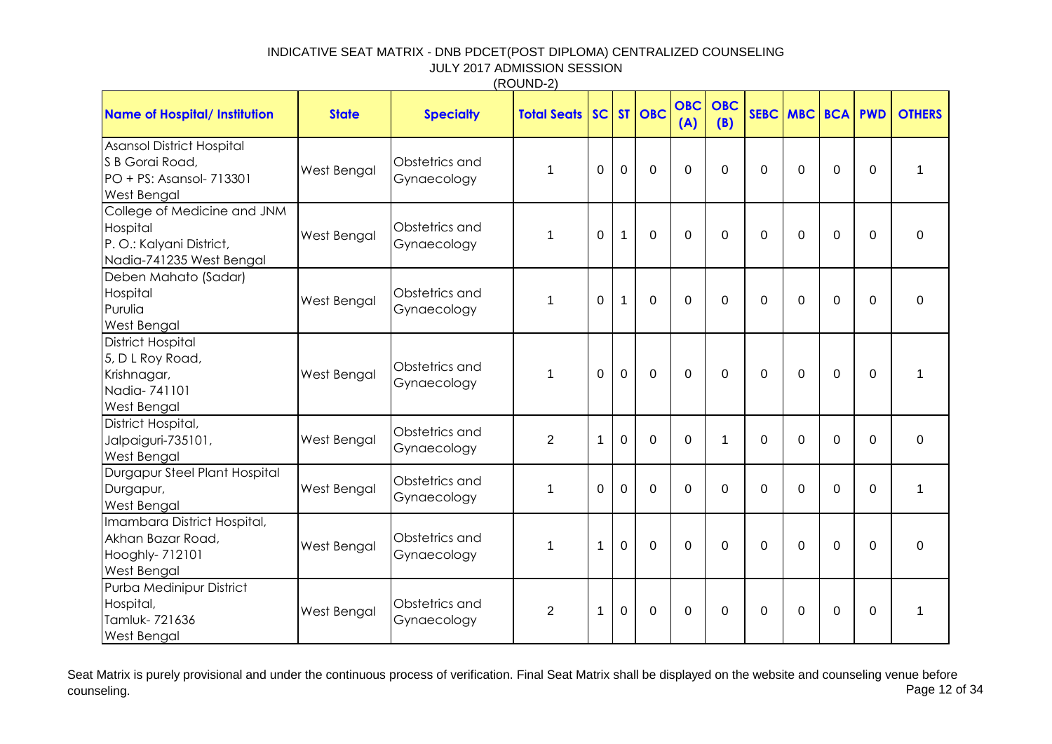INDICATIVE SEAT MATRIX - DNB PDCET(POST DIPLOMA) CENTRALIZED COUNSELING
JULY 2017 ADMISSION SESSION
(ROUND-2)

| Name of Hospital/ Institution | State | Specialty | Total Seats | SC | ST | OBC | OBC (A) | OBC (B) | SEBC | MBC | BCA | PWD | OTHERS |
|---|---|---|---|---|---|---|---|---|---|---|---|---|---|
| Asansol District Hospital S B Gorai Road, PO + PS: Asansol- 713301 West Bengal | West Bengal | Obstetrics and Gynaecology | 1 | 0 | 0 | 0 | 0 | 0 | 0 | 0 | 0 | 0 | 1 |
| College of Medicine and JNM Hospital P. O.: Kalyani District, Nadia-741235 West Bengal | West Bengal | Obstetrics and Gynaecology | 1 | 0 | 1 | 0 | 0 | 0 | 0 | 0 | 0 | 0 | 0 |
| Deben Mahato (Sadar) Hospital Purulia West Bengal | West Bengal | Obstetrics and Gynaecology | 1 | 0 | 1 | 0 | 0 | 0 | 0 | 0 | 0 | 0 | 0 |
| District Hospital 5, D L Roy Road, Krishnagar, Nadia- 741101 West Bengal | West Bengal | Obstetrics and Gynaecology | 1 | 0 | 0 | 0 | 0 | 0 | 0 | 0 | 0 | 0 | 1 |
| District Hospital, Jalpaiguri-735101, West Bengal | West Bengal | Obstetrics and Gynaecology | 2 | 1 | 0 | 0 | 0 | 1 | 0 | 0 | 0 | 0 | 0 |
| Durgapur Steel Plant Hospital Durgapur, West Bengal | West Bengal | Obstetrics and Gynaecology | 1 | 0 | 0 | 0 | 0 | 0 | 0 | 0 | 0 | 0 | 1 |
| Imambara District Hospital, Akhan Bazar Road, Hooghly- 712101 West Bengal | West Bengal | Obstetrics and Gynaecology | 1 | 1 | 0 | 0 | 0 | 0 | 0 | 0 | 0 | 0 | 0 |
| Purba Medinipur District Hospital, Tamluk- 721636 West Bengal | West Bengal | Obstetrics and Gynaecology | 2 | 1 | 0 | 0 | 0 | 0 | 0 | 0 | 0 | 0 | 1 |

Seat Matrix is purely provisional and under the continuous process of verification. Final Seat Matrix shall be displayed on the website and counseling venue before counseling.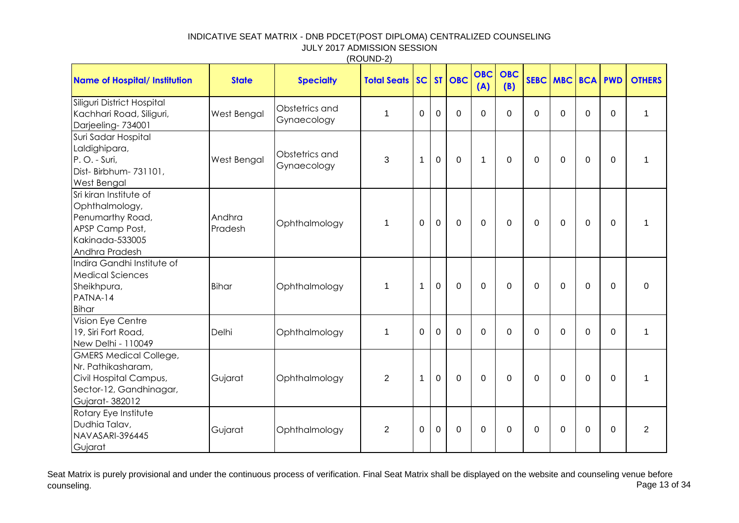# INDICATIVE SEAT MATRIX - DNB PDCET(POST DIPLOMA) CENTRALIZED COUNSELING
## JULY 2017 ADMISSION SESSION
### (ROUND-2)

| Name of Hospital/ Institution | State | Specialty | Total Seats | SC | ST | OBC | OBC (A) | OBC (B) | SEBC | MBC | BCA | PWD | OTHERS |
|---|---|---|---|---|---|---|---|---|---|---|---|---|---|
| Siliguri District Hospital Kachhari Road, Siliguri, Darjeeling- 734001 | West Bengal | Obstetrics and Gynaecology | 1 | 0 | 0 | 0 | 0 | 0 | 0 | 0 | 0 | 0 | 1 |
| Suri Sadar Hospital Laldighipara, P. O. - Suri, Dist- Birbhum- 731101, West Bengal | West Bengal | Obstetrics and Gynaecology | 3 | 1 | 0 | 0 | 1 | 0 | 0 | 0 | 0 | 0 | 1 |
| Sri kiran Institute of Ophthalmology, Penumarthy Road, APSP Camp Post, Kakinada-533005 Andhra Pradesh | Andhra Pradesh | Ophthalmology | 1 | 0 | 0 | 0 | 0 | 0 | 0 | 0 | 0 | 0 | 1 |
| Indira Gandhi Institute of Medical Sciences Sheikhpura, PATNA-14 Bihar | Bihar | Ophthalmology | 1 | 1 | 0 | 0 | 0 | 0 | 0 | 0 | 0 | 0 | 0 |
| Vision Eye Centre 19, Siri Fort Road, New Delhi - 110049 | Delhi | Ophthalmology | 1 | 0 | 0 | 0 | 0 | 0 | 0 | 0 | 0 | 0 | 1 |
| GMERS Medical College, Nr. Pathikasharam, Civil Hospital Campus, Sector-12, Gandhinagar, Gujarat- 382012 | Gujarat | Ophthalmology | 2 | 1 | 0 | 0 | 0 | 0 | 0 | 0 | 0 | 0 | 1 |
| Rotary Eye Institute Dudhia Talav, NAVASARI-396445 Gujarat | Gujarat | Ophthalmology | 2 | 0 | 0 | 0 | 0 | 0 | 0 | 0 | 0 | 0 | 2 |

Seat Matrix is purely provisional and under the continuous process of verification. Final Seat Matrix shall be displayed on the website and counseling venue before counseling.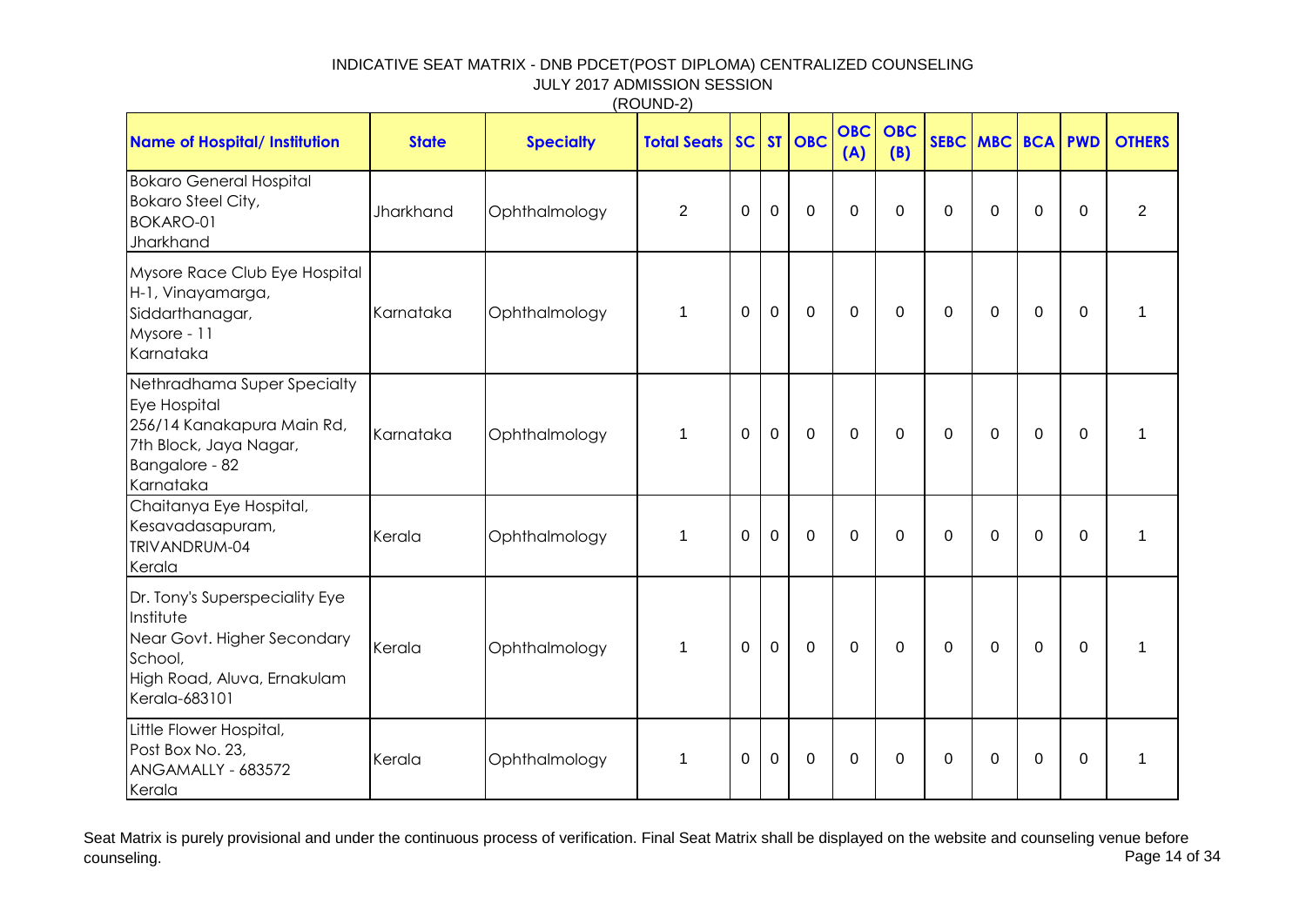INDICATIVE SEAT MATRIX - DNB PDCET(POST DIPLOMA) CENTRALIZED COUNSELING

JULY 2017 ADMISSION SESSION

(ROUND-2)

| Name of Hospital/ Institution | State | Specialty | Total Seats | SC | ST | OBC | OBC (A) | OBC (B) | SEBC | MBC | BCA | PWD | OTHERS |
|---|---|---|---|---|---|---|---|---|---|---|---|---|---|
| Bokaro General Hospital<br>Bokaro Steel City,<br>BOKARO-01<br>Jharkhand | Jharkhand | Ophthalmology | 2 | 0 | 0 | 0 | 0 | 0 | 0 | 0 | 0 | 0 | 2 |
| Mysore Race Club Eye Hospital<br>H-1, Vinayamarga,<br>Siddarthanagar,<br>Mysore - 11<br>Karnataka | Karnataka | Ophthalmology | 1 | 0 | 0 | 0 | 0 | 0 | 0 | 0 | 0 | 0 | 1 |
| Nethradhama Super Specialty Eye Hospital<br>256/14 Kanakapura Main Rd,<br>7th Block, Jaya Nagar,<br>Bangalore - 82<br>Karnataka | Karnataka | Ophthalmology | 1 | 0 | 0 | 0 | 0 | 0 | 0 | 0 | 0 | 0 | 1 |
| Chaitanya Eye Hospital,<br>Kesavadasapuram,<br>TRIVANDRUM-04<br>Kerala | Kerala | Ophthalmology | 1 | 0 | 0 | 0 | 0 | 0 | 0 | 0 | 0 | 0 | 1 |
| Dr. Tony's Superspeciality Eye Institute<br>Near Govt. Higher Secondary School,<br>High Road, Aluva, Ernakulam<br>Kerala-683101 | Kerala | Ophthalmology | 1 | 0 | 0 | 0 | 0 | 0 | 0 | 0 | 0 | 0 | 1 |
| Little Flower Hospital,<br>Post Box No. 23,<br>ANGAMALLY - 683572<br>Kerala | Kerala | Ophthalmology | 1 | 0 | 0 | 0 | 0 | 0 | 0 | 0 | 0 | 0 | 1 |

Seat Matrix is purely provisional and under the continuous process of verification. Final Seat Matrix shall be displayed on the website and counseling venue before counseling.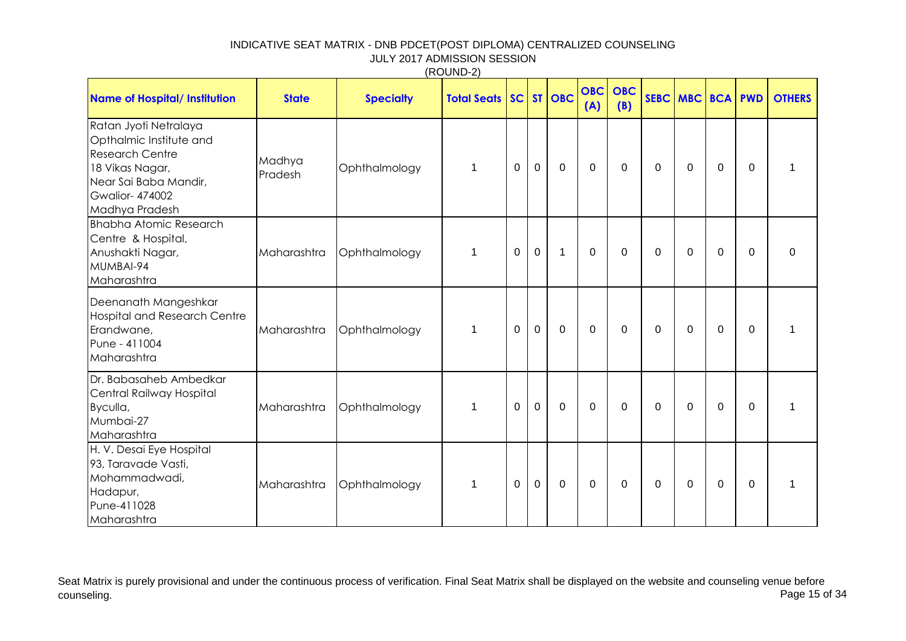INDICATIVE SEAT MATRIX - DNB PDCET(POST DIPLOMA) CENTRALIZED COUNSELING
JULY 2017 ADMISSION SESSION
(ROUND-2)

| Name of Hospital/ Institution | State | Specialty | Total Seats | SC | ST | OBC | OBC (A) | OBC (B) | SEBC | MBC | BCA | PWD | OTHERS |
|---|---|---|---|---|---|---|---|---|---|---|---|---|---|
| Ratan Jyoti Netralaya Opthalmic Institute and Research Centre 18 Vikas Nagar, Near Sai Baba Mandir, Gwalior- 474002 Madhya Pradesh | Madhya Pradesh | Ophthalmology | 1 | 0 | 0 | 0 | 0 | 0 | 0 | 0 | 0 | 0 | 1 |
| Bhabha Atomic Research Centre & Hospital, Anushakti Nagar, MUMBAI-94 Maharashtra | Maharashtra | Ophthalmology | 1 | 0 | 0 | 1 | 0 | 0 | 0 | 0 | 0 | 0 | 0 |
| Deenanath Mangeshkar Hospital and Research Centre Erandwane, Pune - 411004 Maharashtra | Maharashtra | Ophthalmology | 1 | 0 | 0 | 0 | 0 | 0 | 0 | 0 | 0 | 0 | 1 |
| Dr. Babasaheb Ambedkar Central Railway Hospital Byculla, Mumbai-27 Maharashtra | Maharashtra | Ophthalmology | 1 | 0 | 0 | 0 | 0 | 0 | 0 | 0 | 0 | 0 | 1 |
| H. V. Desai Eye Hospital 93, Taravade Vasti, Mohammadwadi, Hadapur, Pune-411028 Maharashtra | Maharashtra | Ophthalmology | 1 | 0 | 0 | 0 | 0 | 0 | 0 | 0 | 0 | 0 | 1 |

Seat Matrix is purely provisional and under the continuous process of verification. Final Seat Matrix shall be displayed on the website and counseling venue before counseling.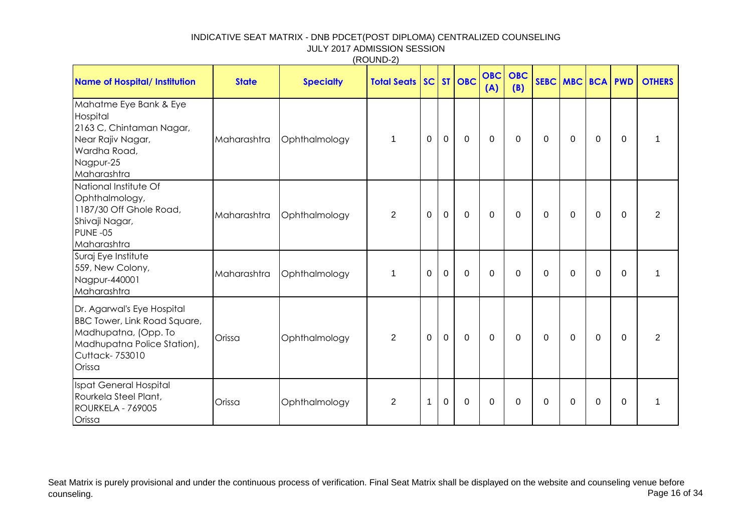INDICATIVE SEAT MATRIX - DNB PDCET(POST DIPLOMA) CENTRALIZED COUNSELING
JULY 2017 ADMISSION SESSION
(ROUND-2)

| Name of Hospital/ Institution | State | Specialty | Total Seats | SC | ST | OBC | OBC (A) | OBC (B) | SEBC | MBC | BCA | PWD | OTHERS |
|---|---|---|---|---|---|---|---|---|---|---|---|---|---|
| Mahatme Eye Bank & Eye Hospital 2163 C, Chintaman Nagar, Near Rajiv Nagar, Wardha Road, Nagpur-25 Maharashtra | Maharashtra | Ophthalmology | 1 | 0 | 0 | 0 | 0 | 0 | 0 | 0 | 0 | 0 | 1 |
| National Institute Of Ophthalmology, 1187/30 Off Ghole Road, Shivaji Nagar, PUNE -05 Maharashtra | Maharashtra | Ophthalmology | 2 | 0 | 0 | 0 | 0 | 0 | 0 | 0 | 0 | 0 | 2 |
| Suraj Eye Institute 559, New Colony, Nagpur-440001 Maharashtra | Maharashtra | Ophthalmology | 1 | 0 | 0 | 0 | 0 | 0 | 0 | 0 | 0 | 0 | 1 |
| Dr. Agarwal's Eye Hospital BBC Tower, Link Road Square, Madhupatna, (Opp. To Madhupatna Police Station), Cuttack- 753010 Orissa | Orissa | Ophthalmology | 2 | 0 | 0 | 0 | 0 | 0 | 0 | 0 | 0 | 0 | 2 |
| Ispat General Hospital Rourkela Steel Plant, ROURKELA - 769005 Orissa | Orissa | Ophthalmology | 2 | 1 | 0 | 0 | 0 | 0 | 0 | 0 | 0 | 0 | 1 |

Seat Matrix is purely provisional and under the continuous process of verification. Final Seat Matrix shall be displayed on the website and counseling venue before counseling.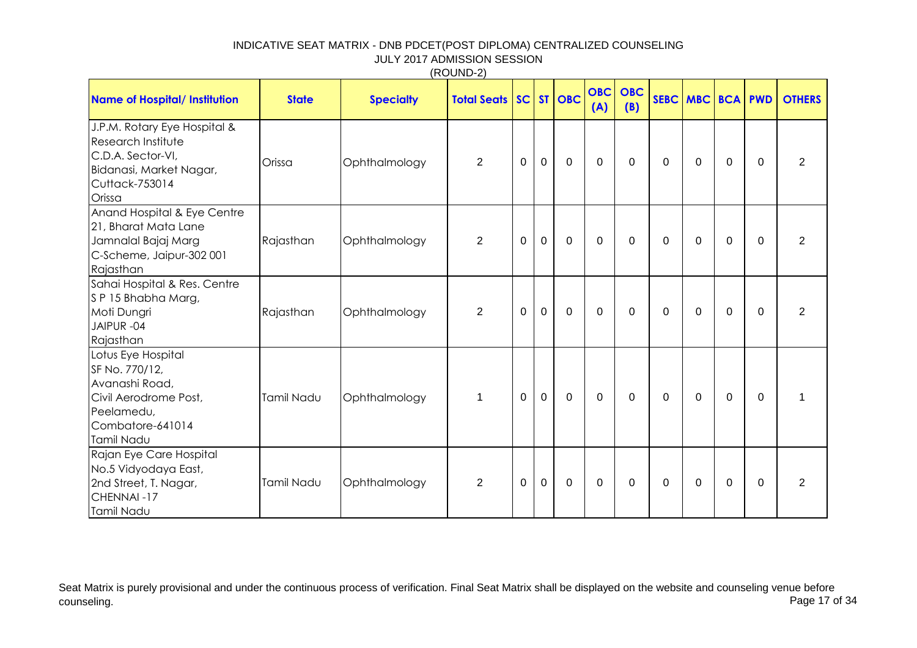# INDICATIVE SEAT MATRIX - DNB PDCET(POST DIPLOMA) CENTRALIZED COUNSELING

JULY 2017 ADMISSION SESSION

(ROUND-2)

| Name of Hospital/ Institution | State | Specialty | Total Seats | SC | ST | OBC | OBC (A) | OBC (B) | SEBC | MBC | BCA | PWD | OTHERS |
|---|---|---|---|---|---|---|---|---|---|---|---|---|---|
| J.P.M. Rotary Eye Hospital & Research Institute C.D.A. Sector-VI, Bidanasi, Market Nagar, Cuttack-753014 Orissa | Orissa | Ophthalmology | 2 | 0 | 0 | 0 | 0 | 0 | 0 | 0 | 0 | 0 | 2 |
| Anand Hospital & Eye Centre 21, Bharat Mata Lane Jamnalal Bajaj Marg C-Scheme, Jaipur-302 001 Rajasthan | Rajasthan | Ophthalmology | 2 | 0 | 0 | 0 | 0 | 0 | 0 | 0 | 0 | 0 | 2 |
| Sahai Hospital & Res. Centre S P 15 Bhabha Marg, Moti Dungri JAIPUR -04 Rajasthan | Rajasthan | Ophthalmology | 2 | 0 | 0 | 0 | 0 | 0 | 0 | 0 | 0 | 0 | 2 |
| Lotus Eye Hospital SF No. 770/12, Avanashi Road, Civil Aerodrome Post, Peelamedu, Combatore-641014 Tamil Nadu | Tamil Nadu | Ophthalmology | 1 | 0 | 0 | 0 | 0 | 0 | 0 | 0 | 0 | 0 | 1 |
| Rajan Eye Care Hospital No.5 Vidyodaya East, 2nd Street, T. Nagar, CHENNAI -17 Tamil Nadu | Tamil Nadu | Ophthalmology | 2 | 0 | 0 | 0 | 0 | 0 | 0 | 0 | 0 | 0 | 2 |

Seat Matrix is purely provisional and under the continuous process of verification. Final Seat Matrix shall be displayed on the website and counseling venue before counseling.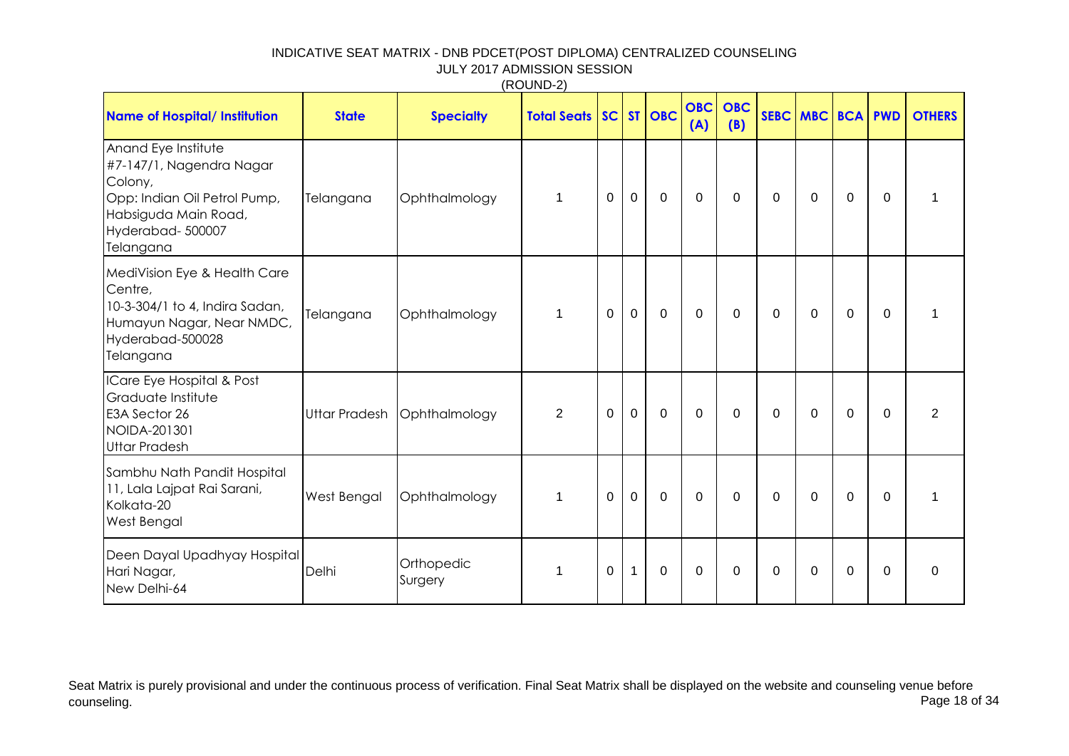# INDICATIVE SEAT MATRIX - DNB PDCET(POST DIPLOMA) CENTRALIZED COUNSELING
## JULY 2017 ADMISSION SESSION
### (ROUND-2)

| Name of Hospital/ Institution | State | Specialty | Total Seats | SC | ST | OBC | OBC (A) | OBC (B) | SEBC | MBC | BCA | PWD | OTHERS |
|---|---|---|---|---|---|---|---|---|---|---|---|---|---|
| Anand Eye Institute #7-147/1, Nagendra Nagar Colony, Opp: Indian Oil Petrol Pump, Habsiguda Main Road, Hyderabad- 500007 Telangana | Telangana | Ophthalmology | 1 | 0 | 0 | 0 | 0 | 0 | 0 | 0 | 0 | 0 | 1 |
| MediVision Eye & Health Care Centre, 10-3-304/1 to 4, Indira Sadan, Humayun Nagar, Near NMDC, Hyderabad-500028 Telangana | Telangana | Ophthalmology | 1 | 0 | 0 | 0 | 0 | 0 | 0 | 0 | 0 | 0 | 1 |
| ICare Eye Hospital & Post Graduate Institute E3A Sector 26 NOIDA-201301 Uttar Pradesh | Uttar Pradesh | Ophthalmology | 2 | 0 | 0 | 0 | 0 | 0 | 0 | 0 | 0 | 0 | 2 |
| Sambhu Nath Pandit Hospital 11, Lala Lajpat Rai Sarani, Kolkata-20 West Bengal | West Bengal | Ophthalmology | 1 | 0 | 0 | 0 | 0 | 0 | 0 | 0 | 0 | 0 | 1 |
| Deen Dayal Upadhyay Hospital Hari Nagar, New Delhi-64 | Delhi | Orthopedic Surgery | 1 | 0 | 1 | 0 | 0 | 0 | 0 | 0 | 0 | 0 | 0 |

Seat Matrix is purely provisional and under the continuous process of verification. Final Seat Matrix shall be displayed on the website and counseling venue before counseling.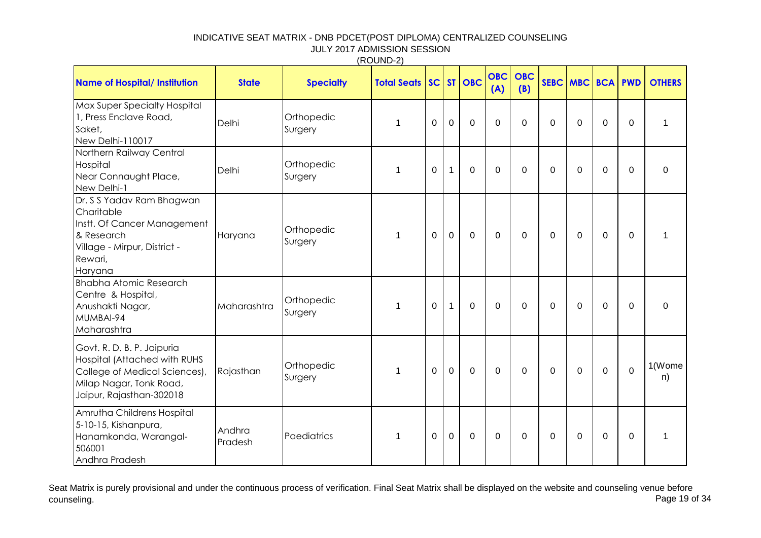INDICATIVE SEAT MATRIX - DNB PDCET(POST DIPLOMA) CENTRALIZED COUNSELING
JULY 2017 ADMISSION SESSION
(ROUND-2)

| Name of Hospital/ Institution | State | Specialty | Total Seats | SC | ST | OBC | OBC (A) | OBC (B) | SEBC | MBC | BCA | PWD | OTHERS |
|---|---|---|---|---|---|---|---|---|---|---|---|---|---|
| Max Super Specialty Hospital 1, Press Enclave Road, Saket, New Delhi-110017 | Delhi | Orthopedic Surgery | 1 | 0 | 0 | 0 | 0 | 0 | 0 | 0 | 0 | 0 | 1 |
| Northern Railway Central Hospital Near Connaught Place, New Delhi-1 | Delhi | Orthopedic Surgery | 1 | 0 | 1 | 0 | 0 | 0 | 0 | 0 | 0 | 0 | 0 |
| Dr. S S Yadav Ram Bhagwan Charitable Instt. Of Cancer Management & Research Village - Mirpur, District - Rewari, Haryana | Haryana | Orthopedic Surgery | 1 | 0 | 0 | 0 | 0 | 0 | 0 | 0 | 0 | 0 | 1 |
| Bhabha Atomic Research Centre & Hospital, Anushakti Nagar, MUMBAI-94 Maharashtra | Maharashtra | Orthopedic Surgery | 1 | 0 | 1 | 0 | 0 | 0 | 0 | 0 | 0 | 0 | 0 |
| Govt. R. D. B. P. Jaipuria Hospital (Attached with RUHS College of Medical Sciences), Milap Nagar, Tonk Road, Jaipur, Rajasthan-302018 | Rajasthan | Orthopedic Surgery | 1 | 0 | 0 | 0 | 0 | 0 | 0 | 0 | 0 | 0 | 1(Women) |
| Amrutha Childrens Hospital 5-10-15, Kishanpura, Hanamkonda, Warangal-506001 Andhra Pradesh | Andhra Pradesh | Paediatrics | 1 | 0 | 0 | 0 | 0 | 0 | 0 | 0 | 0 | 0 | 1 |

Seat Matrix is purely provisional and under the continuous process of verification. Final Seat Matrix shall be displayed on the website and counseling venue before counseling.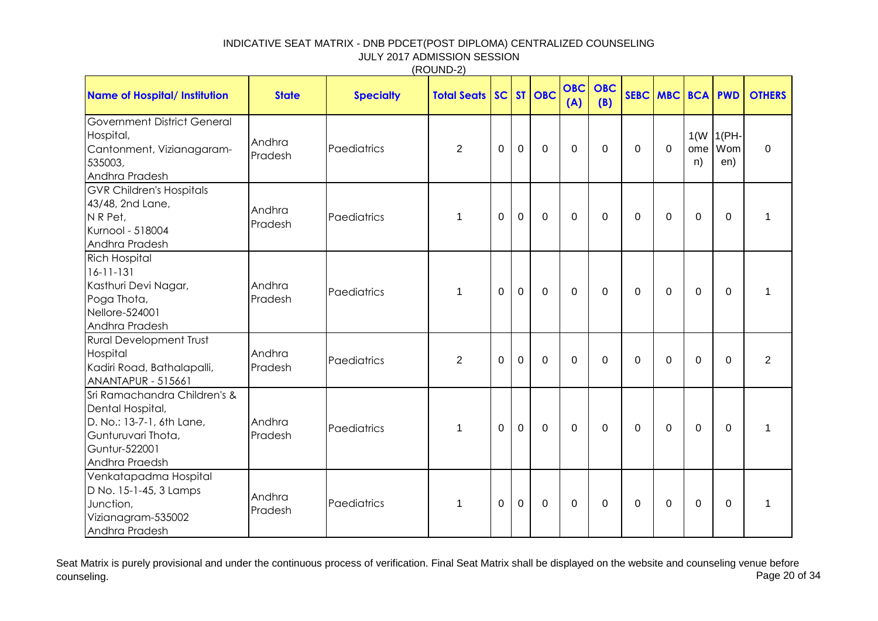# INDICATIVE SEAT MATRIX - DNB PDCET(POST DIPLOMA) CENTRALIZED COUNSELING

JULY 2017 ADMISSION SESSION

(ROUND-2)

| Name of Hospital/ Institution | State | Specialty | Total Seats | SC | ST | OBC | OBC (A) | OBC (B) | SEBC | MBC | BCA | PWD | OTHERS |
|---|---|---|---|---|---|---|---|---|---|---|---|---|---|
| Government District General Hospital, Cantonment, Vizianagaram-535003, Andhra Pradesh | Andhra Pradesh | Paediatrics | 2 | 0 | 0 | 0 | 0 | 0 | 0 | 0 | 1(Women) | 1(PH-Women) | 0 |
| GVR Children's Hospitals 43/48, 2nd Lane, N R Pet, Kurnool - 518004 Andhra Pradesh | Andhra Pradesh | Paediatrics | 1 | 0 | 0 | 0 | 0 | 0 | 0 | 0 | 0 | 0 | 1 |
| Rich Hospital 16-11-131 Kasthuri Devi Nagar, Poga Thota, Nellore-524001 Andhra Pradesh | Andhra Pradesh | Paediatrics | 1 | 0 | 0 | 0 | 0 | 0 | 0 | 0 | 0 | 0 | 1 |
| Rural Development Trust Hospital Kadiri Road, Bathalapalli, ANANTAPUR - 515661 | Andhra Pradesh | Paediatrics | 2 | 0 | 0 | 0 | 0 | 0 | 0 | 0 | 0 | 0 | 2 |
| Sri Ramachandra Children's & Dental Hospital, D. No.: 13-7-1, 6th Lane, Gunturuvari Thota, Guntur-522001 Andhra Praedsh | Andhra Pradesh | Paediatrics | 1 | 0 | 0 | 0 | 0 | 0 | 0 | 0 | 0 | 0 | 1 |
| Venkatapadma Hospital D No. 15-1-45, 3 Lamps Junction, Vizianagram-535002 Andhra Pradesh | Andhra Pradesh | Paediatrics | 1 | 0 | 0 | 0 | 0 | 0 | 0 | 0 | 0 | 0 | 1 |

Seat Matrix is purely provisional and under the continuous process of verification. Final Seat Matrix shall be displayed on the website and counseling venue before counseling.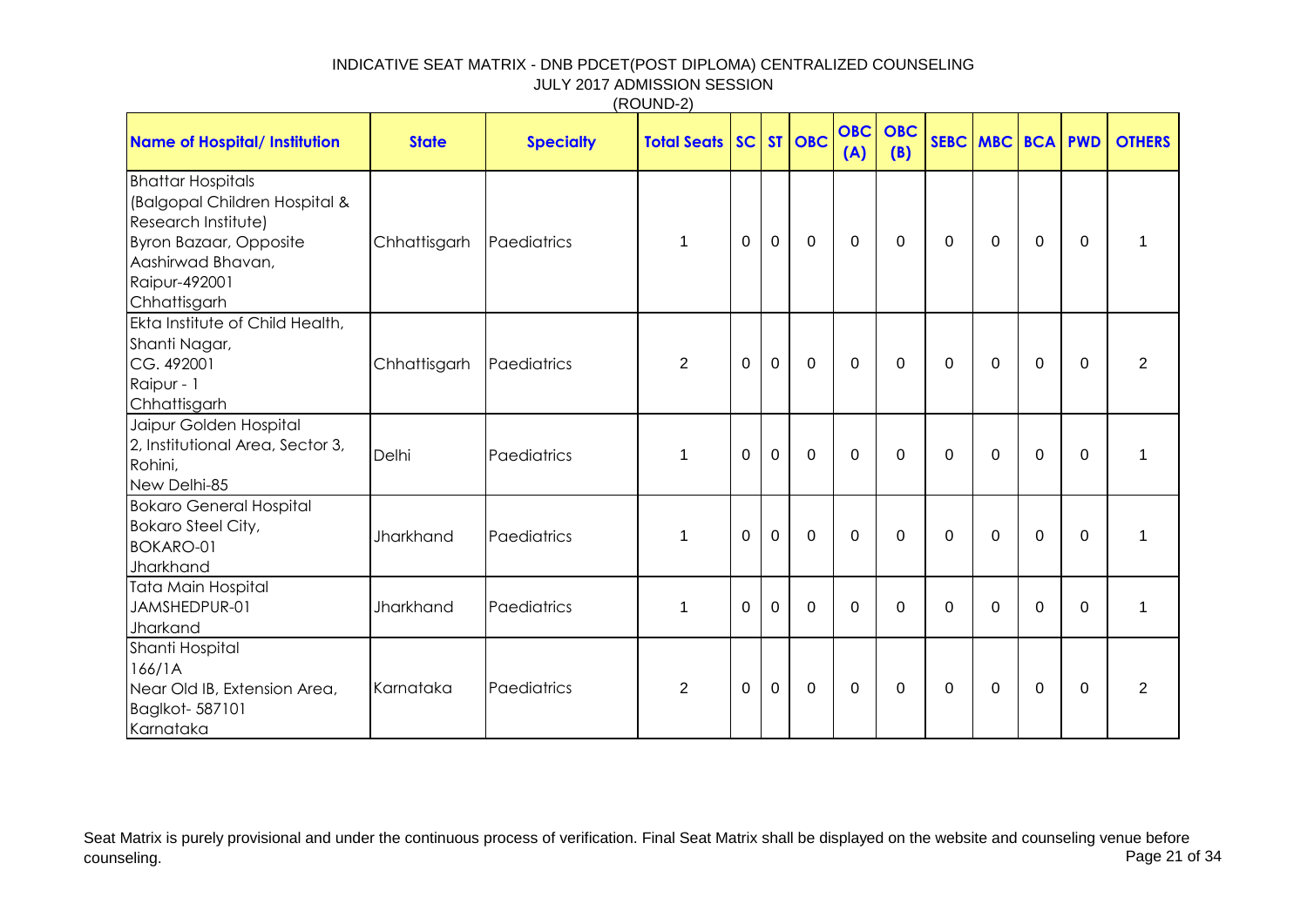# INDICATIVE SEAT MATRIX - DNB PDCET(POST DIPLOMA) CENTRALIZED COUNSELING

## JULY 2017 ADMISSION SESSION

### (ROUND-2)

| Name of Hospital/ Institution | State | Specialty | Total Seats | SC | ST | OBC | OBC (A) | OBC (B) | SEBC | MBC | BCA | PWD | OTHERS |
|---|---|---|---|---|---|---|---|---|---|---|---|---|---|
| Bhattar Hospitals (Balgopal Children Hospital & Research Institute) Byron Bazaar, Opposite Aashirwad Bhavan, Raipur-492001 Chhattisgarh | Chhattisgarh | Paediatrics | 1 | 0 | 0 | 0 | 0 | 0 | 0 | 0 | 0 | 0 | 1 |
| Ekta Institute of Child Health, Shanti Nagar, CG. 492001 Raipur - 1 Chhattisgarh | Chhattisgarh | Paediatrics | 2 | 0 | 0 | 0 | 0 | 0 | 0 | 0 | 0 | 0 | 2 |
| Jaipur Golden Hospital 2, Institutional Area, Sector 3, Rohini, New Delhi-85 | Delhi | Paediatrics | 1 | 0 | 0 | 0 | 0 | 0 | 0 | 0 | 0 | 0 | 1 |
| Bokaro General Hospital Bokaro Steel City, BOKARO-01 Jharkhand | Jharkhand | Paediatrics | 1 | 0 | 0 | 0 | 0 | 0 | 0 | 0 | 0 | 0 | 1 |
| Tata Main Hospital JAMSHEDPUR-01 Jharkand | Jharkhand | Paediatrics | 1 | 0 | 0 | 0 | 0 | 0 | 0 | 0 | 0 | 0 | 1 |
| Shanti Hospital 166/1A Near Old IB, Extension Area, Baglkot- 587101 Karnataka | Karnataka | Paediatrics | 2 | 0 | 0 | 0 | 0 | 0 | 0 | 0 | 0 | 0 | 2 |

Seat Matrix is purely provisional and under the continuous process of verification. Final Seat Matrix shall be displayed on the website and counseling venue before counseling.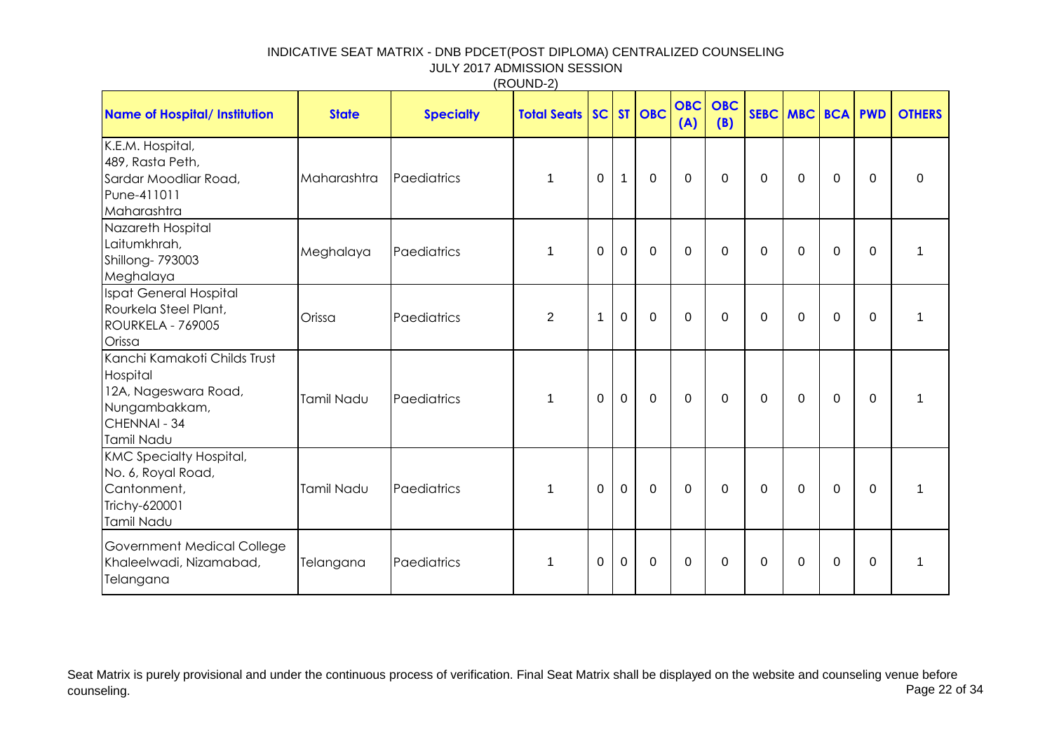# INDICATIVE SEAT MATRIX - DNB PDCET(POST DIPLOMA) CENTRALIZED COUNSELING

## JULY 2017 ADMISSION SESSION

### (ROUND-2)

| Name of Hospital/ Institution | State | Specialty | Total Seats | SC | ST | OBC | OBC (A) | OBC (B) | SEBC | MBC | BCA | PWD | OTHERS |
|---|---|---|---|---|---|---|---|---|---|---|---|---|---|
| K.E.M. Hospital, 489, Rasta Peth, Sardar Moodliar Road, Pune-411011 Maharashtra | Maharashtra | Paediatrics | 1 | 0 | 1 | 0 | 0 | 0 | 0 | 0 | 0 | 0 | 0 |
| Nazareth Hospital Laitumkhrah, Shillong- 793003 Meghalaya | Meghalaya | Paediatrics | 1 | 0 | 0 | 0 | 0 | 0 | 0 | 0 | 0 | 0 | 1 |
| Ispat General Hospital Rourkela Steel Plant, ROURKELA - 769005 Orissa | Orissa | Paediatrics | 2 | 1 | 0 | 0 | 0 | 0 | 0 | 0 | 0 | 0 | 1 |
| Kanchi Kamakoti Childs Trust Hospital 12A, Nageswara Road, Nungambakkam, CHENNAI - 34 Tamil Nadu | Tamil Nadu | Paediatrics | 1 | 0 | 0 | 0 | 0 | 0 | 0 | 0 | 0 | 0 | 1 |
| KMC Specialty Hospital, No. 6, Royal Road, Cantonment, Trichy-620001 Tamil Nadu | Tamil Nadu | Paediatrics | 1 | 0 | 0 | 0 | 0 | 0 | 0 | 0 | 0 | 0 | 1 |
| Government Medical College Khaleelwadi, Nizamabad, Telangana | Telangana | Paediatrics | 1 | 0 | 0 | 0 | 0 | 0 | 0 | 0 | 0 | 0 | 1 |

Seat Matrix is purely provisional and under the continuous process of verification. Final Seat Matrix shall be displayed on the website and counseling venue before counseling.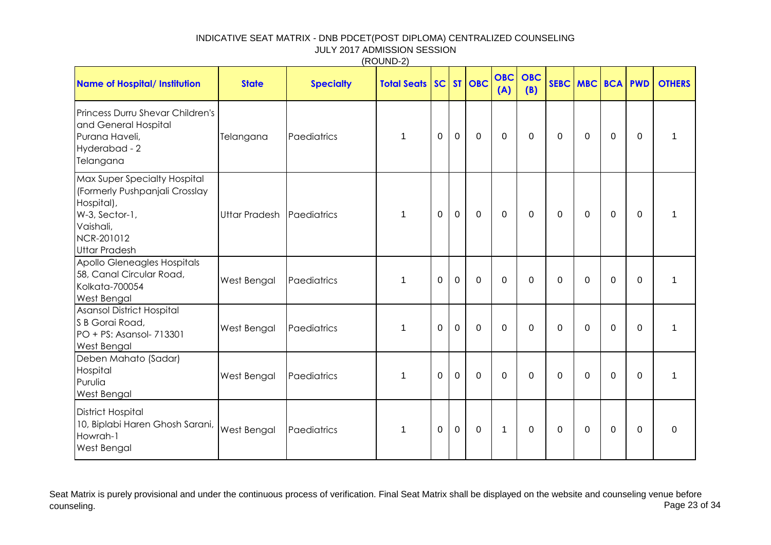# INDICATIVE SEAT MATRIX - DNB PDCET(POST DIPLOMA) CENTRALIZED COUNSELING

JULY 2017 ADMISSION SESSION

(ROUND-2)

| Name of Hospital/ Institution | State | Specialty | Total Seats | SC | ST | OBC | OBC (A) | OBC (B) | SEBC | MBC | BCA | PWD | OTHERS |
|---|---|---|---|---|---|---|---|---|---|---|---|---|---|
| Princess Durru Shevar Children's and General Hospital Purana Haveli, Hyderabad - 2 Telangana | Telangana | Paediatrics | 1 | 0 | 0 | 0 | 0 | 0 | 0 | 0 | 0 | 0 | 1 |
| Max Super Specialty Hospital (Formerly Pushpanjali Crosslay Hospital), W-3, Sector-1, Vaishali, NCR-201012 Uttar Pradesh | Uttar Pradesh | Paediatrics | 1 | 0 | 0 | 0 | 0 | 0 | 0 | 0 | 0 | 0 | 1 |
| Apollo Gleneagles Hospitals 58, Canal Circular Road, Kolkata-700054 West Bengal | West Bengal | Paediatrics | 1 | 0 | 0 | 0 | 0 | 0 | 0 | 0 | 0 | 0 | 1 |
| Asansol District Hospital S B Gorai Road, PO + PS: Asansol- 713301 West Bengal | West Bengal | Paediatrics | 1 | 0 | 0 | 0 | 0 | 0 | 0 | 0 | 0 | 0 | 1 |
| Deben Mahato (Sadar) Hospital Purulia West Bengal | West Bengal | Paediatrics | 1 | 0 | 0 | 0 | 0 | 0 | 0 | 0 | 0 | 0 | 1 |
| District Hospital 10, Biplabi Haren Ghosh Sarani, Howrah-1 West Bengal | West Bengal | Paediatrics | 1 | 0 | 0 | 0 | 1 | 0 | 0 | 0 | 0 | 0 | 0 |

Seat Matrix is purely provisional and under the continuous process of verification. Final Seat Matrix shall be displayed on the website and counseling venue before counseling.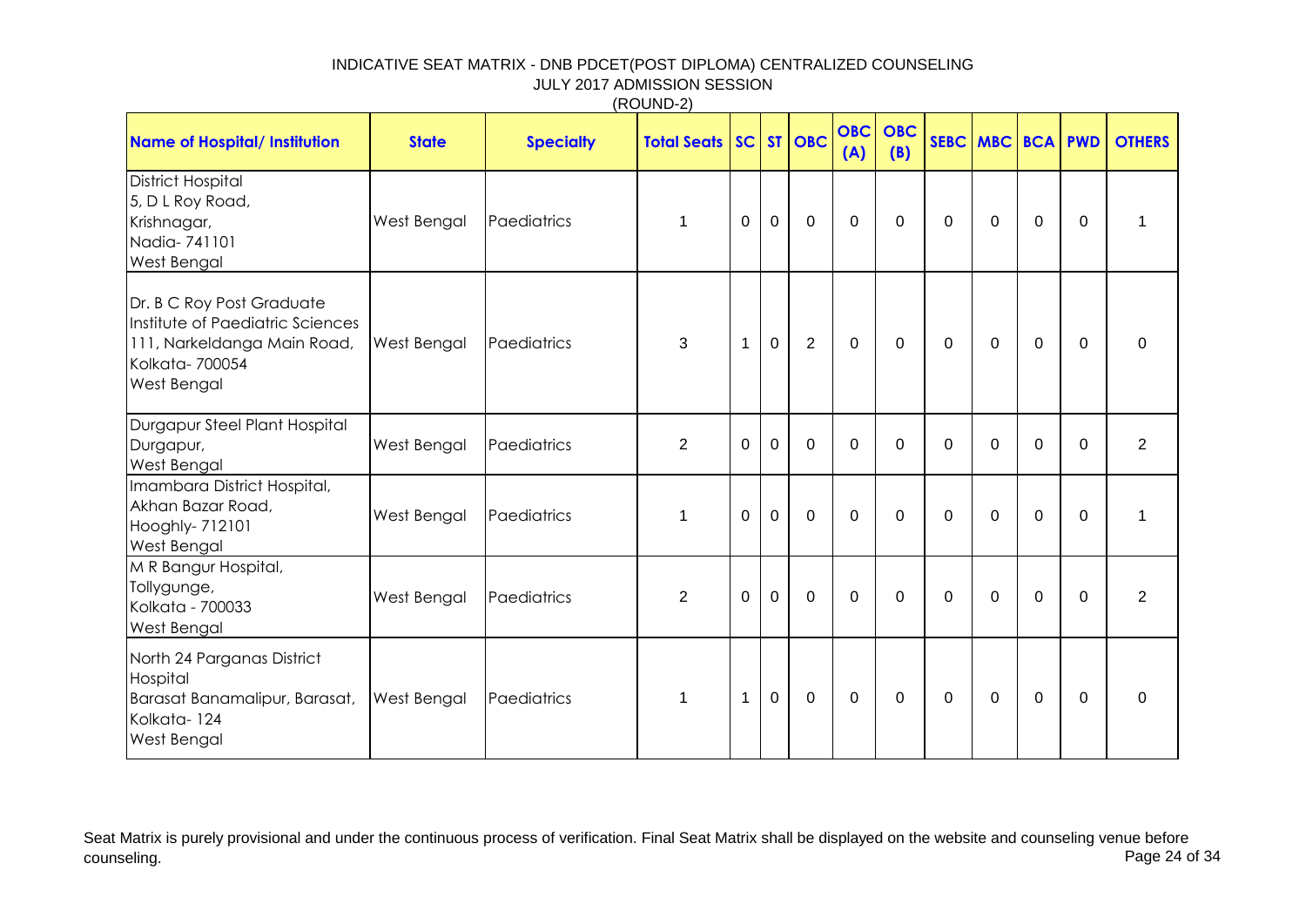INDICATIVE SEAT MATRIX - DNB PDCET(POST DIPLOMA) CENTRALIZED COUNSELING
JULY 2017 ADMISSION SESSION
(ROUND-2)

| Name of Hospital/ Institution | State | Specialty | Total Seats | SC | ST | OBC | OBC (A) | OBC (B) | SEBC | MBC | BCA | PWD | OTHERS |
|---|---|---|---|---|---|---|---|---|---|---|---|---|---|
| District Hospital 5, D L Roy Road, Krishnagar, Nadia- 741101 West Bengal | West Bengal | Paediatrics | 1 | 0 | 0 | 0 | 0 | 0 | 0 | 0 | 0 | 0 | 1 |
| Dr. B C Roy Post Graduate Institute of Paediatric Sciences 111, Narkeldanga Main Road, Kolkata- 700054 West Bengal | West Bengal | Paediatrics | 3 | 1 | 0 | 2 | 0 | 0 | 0 | 0 | 0 | 0 | 0 |
| Durgapur Steel Plant Hospital Durgapur, West Bengal | West Bengal | Paediatrics | 2 | 0 | 0 | 0 | 0 | 0 | 0 | 0 | 0 | 0 | 2 |
| Imambara District Hospital, Akhan Bazar Road, Hooghly- 712101 West Bengal | West Bengal | Paediatrics | 1 | 0 | 0 | 0 | 0 | 0 | 0 | 0 | 0 | 0 | 1 |
| M R Bangur Hospital, Tollygunge, Kolkata - 700033 West Bengal | West Bengal | Paediatrics | 2 | 0 | 0 | 0 | 0 | 0 | 0 | 0 | 0 | 0 | 2 |
| North 24 Parganas District Hospital Barasat Banamalipur, Barasat, Kolkata- 124 West Bengal | West Bengal | Paediatrics | 1 | 1 | 0 | 0 | 0 | 0 | 0 | 0 | 0 | 0 | 0 |

Seat Matrix is purely provisional and under the continuous process of verification. Final Seat Matrix shall be displayed on the website and counseling venue before counseling.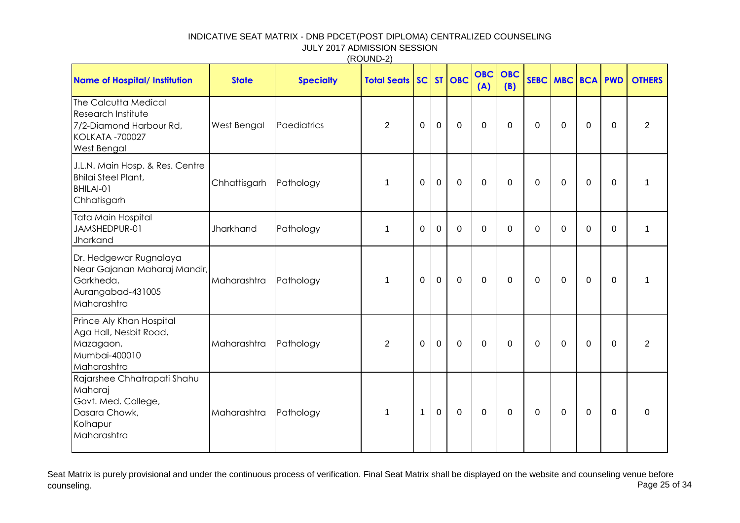INDICATIVE SEAT MATRIX - DNB PDCET(POST DIPLOMA) CENTRALIZED COUNSELING
JULY 2017 ADMISSION SESSION
(ROUND-2)

| Name of Hospital/ Institution | State | Specialty | Total Seats | SC | ST | OBC | OBC (A) | OBC (B) | SEBC | MBC | BCA | PWD | OTHERS |
|---|---|---|---|---|---|---|---|---|---|---|---|---|---|
| The Calcutta Medical Research Institute 7/2-Diamond Harbour Rd, KOLKATA -700027 West Bengal | West Bengal | Paediatrics | 2 | 0 | 0 | 0 | 0 | 0 | 0 | 0 | 0 | 0 | 2 |
| J.L.N. Main Hosp. & Res. Centre Bhilai Steel Plant, BHILAI-01 Chhatisgarh | Chhattisgarh | Pathology | 1 | 0 | 0 | 0 | 0 | 0 | 0 | 0 | 0 | 0 | 1 |
| Tata Main Hospital JAMSHEDPUR-01 Jharkand | Jharkhand | Pathology | 1 | 0 | 0 | 0 | 0 | 0 | 0 | 0 | 0 | 0 | 1 |
| Dr. Hedgewar Rugnalaya Near Gajanan Maharaj Mandir, Garkheda, Aurangabad-431005 Maharashtra | Maharashtra | Pathology | 1 | 0 | 0 | 0 | 0 | 0 | 0 | 0 | 0 | 0 | 1 |
| Prince Aly Khan Hospital Aga Hall, Nesbit Road, Mazagaon, Mumbai-400010 Maharashtra | Maharashtra | Pathology | 2 | 0 | 0 | 0 | 0 | 0 | 0 | 0 | 0 | 0 | 2 |
| Rajarshee Chhatrapati Shahu Maharaj Govt. Med. College, Dasara Chowk, Kolhapur Maharashtra | Maharashtra | Pathology | 1 | 1 | 0 | 0 | 0 | 0 | 0 | 0 | 0 | 0 | 0 |

Seat Matrix is purely provisional and under the continuous process of verification. Final Seat Matrix shall be displayed on the website and counseling venue before counseling.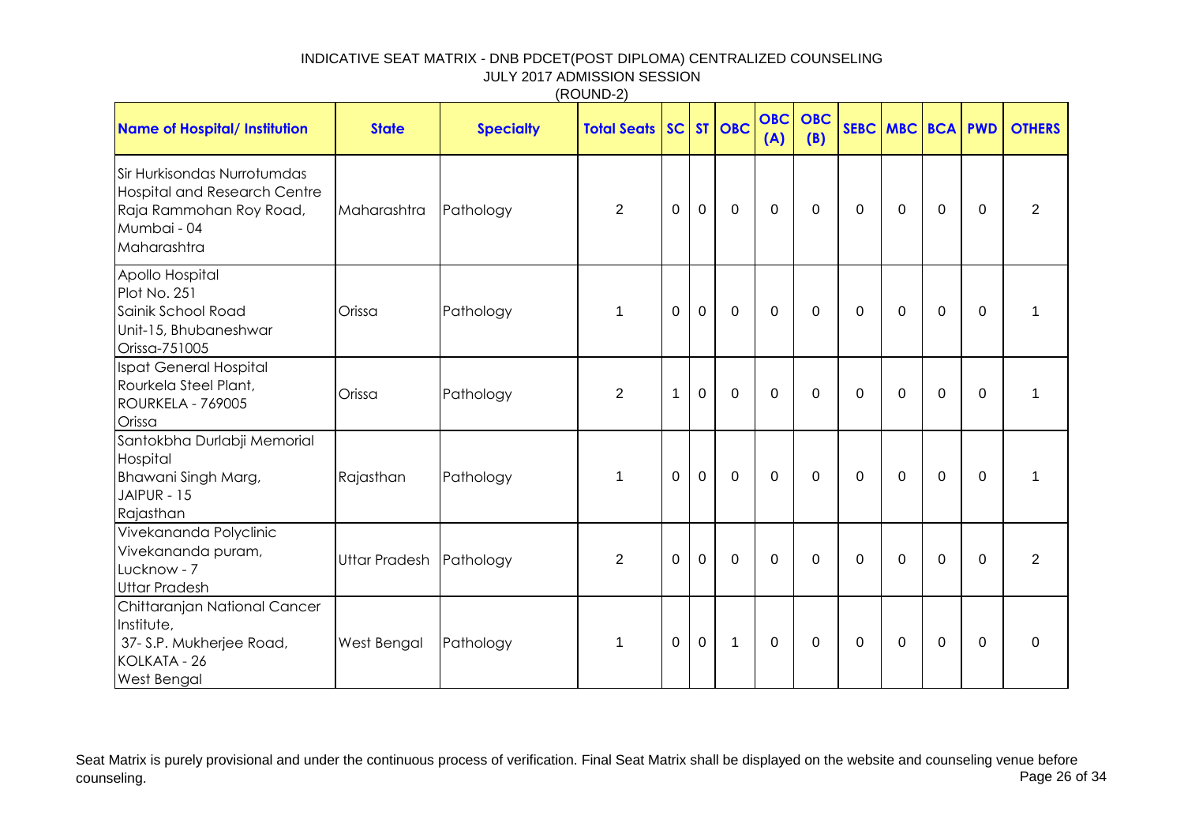# INDICATIVE SEAT MATRIX - DNB PDCET(POST DIPLOMA) CENTRALIZED COUNSELING

## JULY 2017 ADMISSION SESSION

### (ROUND-2)

| Name of Hospital/ Institution | State | Specialty | Total Seats | SC | ST | OBC | OBC (A) | OBC (B) | SEBC | MBC | BCA | PWD | OTHERS |
|---|---|---|---|---|---|---|---|---|---|---|---|---|---|
| Sir Hurkisondas Nurrotumdas Hospital and Research Centre Raja Rammohan Roy Road, Mumbai - 04 Maharashtra | Maharashtra | Pathology | 2 | 0 | 0 | 0 | 0 | 0 | 0 | 0 | 0 | 0 | 2 |
| Apollo Hospital Plot No. 251 Sainik School Road Unit-15, Bhubaneshwar Orissa-751005 | Orissa | Pathology | 1 | 0 | 0 | 0 | 0 | 0 | 0 | 0 | 0 | 0 | 1 |
| Ispat General Hospital Rourkela Steel Plant, ROURKELA - 769005 Orissa | Orissa | Pathology | 2 | 1 | 0 | 0 | 0 | 0 | 0 | 0 | 0 | 0 | 1 |
| Santokbha Durlabji Memorial Hospital Bhawani Singh Marg, JAIPUR - 15 Rajasthan | Rajasthan | Pathology | 1 | 0 | 0 | 0 | 0 | 0 | 0 | 0 | 0 | 0 | 1 |
| Vivekananda Polyclinic Vivekananda puram, Lucknow - 7 Uttar Pradesh | Uttar Pradesh | Pathology | 2 | 0 | 0 | 0 | 0 | 0 | 0 | 0 | 0 | 0 | 2 |
| Chittaranjan National Cancer Institute, 37- S.P. Mukherjee Road, KOLKATA - 26 West Bengal | West Bengal | Pathology | 1 | 0 | 0 | 1 | 0 | 0 | 0 | 0 | 0 | 0 | 0 |

Seat Matrix is purely provisional and under the continuous process of verification. Final Seat Matrix shall be displayed on the website and counseling venue before counseling.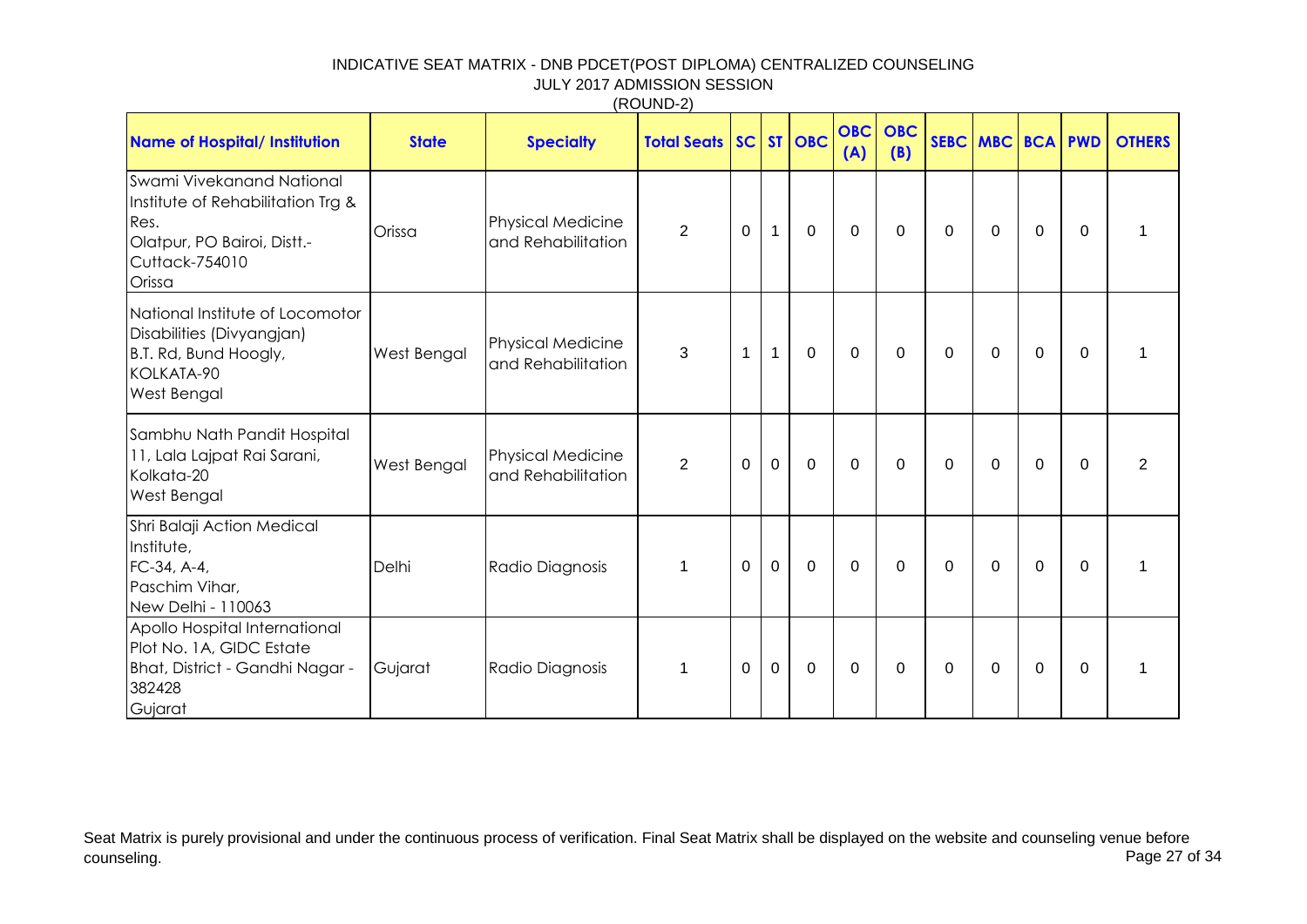INDICATIVE SEAT MATRIX - DNB PDCET(POST DIPLOMA) CENTRALIZED COUNSELING
JULY 2017 ADMISSION SESSION
(ROUND-2)

| Name of Hospital/ Institution | State | Specialty | Total Seats | SC | ST | OBC | OBC (A) | OBC (B) | SEBC | MBC | BCA | PWD | OTHERS |
|---|---|---|---|---|---|---|---|---|---|---|---|---|---|
| Swami Vivekanand National Institute of Rehabilitation Trg & Res. Olatpur, PO Bairoi, Distt.-Cuttack-754010 Orissa | Orissa | Physical Medicine and Rehabilitation | 2 | 0 | 1 | 0 | 0 | 0 | 0 | 0 | 0 | 0 | 1 |
| National Institute of Locomotor Disabilities (Divyangjan) B.T. Rd, Bund Hoogly, KOLKATA-90 West Bengal | West Bengal | Physical Medicine and Rehabilitation | 3 | 1 | 1 | 0 | 0 | 0 | 0 | 0 | 0 | 0 | 1 |
| Sambhu Nath Pandit Hospital 11, Lala Lajpat Rai Sarani, Kolkata-20 West Bengal | West Bengal | Physical Medicine and Rehabilitation | 2 | 0 | 0 | 0 | 0 | 0 | 0 | 0 | 0 | 0 | 2 |
| Shri Balaji Action Medical Institute, FC-34, A-4, Paschim Vihar, New Delhi - 110063 | Delhi | Radio Diagnosis | 1 | 0 | 0 | 0 | 0 | 0 | 0 | 0 | 0 | 0 | 1 |
| Apollo Hospital International Plot No. 1A, GIDC Estate Bhat, District - Gandhi Nagar - 382428 Gujarat | Gujarat | Radio Diagnosis | 1 | 0 | 0 | 0 | 0 | 0 | 0 | 0 | 0 | 0 | 1 |

Seat Matrix is purely provisional and under the continuous process of verification. Final Seat Matrix shall be displayed on the website and counseling venue before counseling.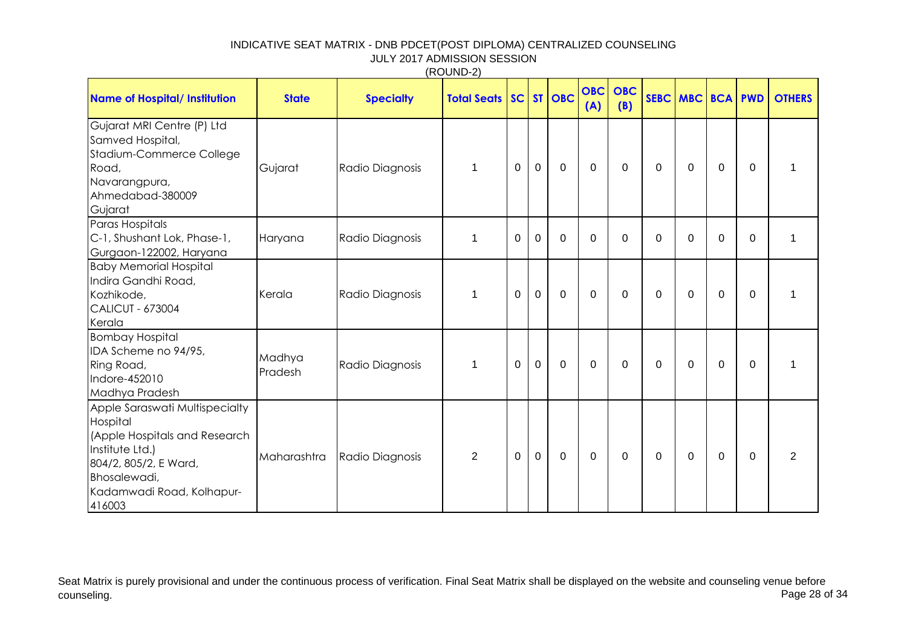# INDICATIVE SEAT MATRIX - DNB PDCET(POST DIPLOMA) CENTRALIZED COUNSELING

JULY 2017 ADMISSION SESSION

(ROUND-2)

| Name of Hospital/ Institution | State | Specialty | Total Seats | SC | ST | OBC | OBC (A) | OBC (B) | SEBC | MBC | BCA | PWD | OTHERS |
|---|---|---|---|---|---|---|---|---|---|---|---|---|---|
| Gujarat MRI Centre (P) Ltd Samved Hospital, Stadium-Commerce College Road, Navarangpura, Ahmedabad-380009 Gujarat | Gujarat | Radio Diagnosis | 1 | 0 | 0 | 0 | 0 | 0 | 0 | 0 | 0 | 0 | 1 |
| Paras Hospitals C-1, Shushant Lok, Phase-1, Gurgaon-122002, Haryana | Haryana | Radio Diagnosis | 1 | 0 | 0 | 0 | 0 | 0 | 0 | 0 | 0 | 0 | 1 |
| Baby Memorial Hospital Indira Gandhi Road, Kozhikode, CALICUT - 673004 Kerala | Kerala | Radio Diagnosis | 1 | 0 | 0 | 0 | 0 | 0 | 0 | 0 | 0 | 0 | 1 |
| Bombay Hospital IDA Scheme no 94/95, Ring Road, Indore-452010 Madhya Pradesh | Madhya Pradesh | Radio Diagnosis | 1 | 0 | 0 | 0 | 0 | 0 | 0 | 0 | 0 | 0 | 1 |
| Apple Saraswati Multispecialty Hospital (Apple Hospitals and Research Institute Ltd.) 804/2, 805/2, E Ward, Bhosalewadi, Kadamwadi Road, Kolhapur-416003 | Maharashtra | Radio Diagnosis | 2 | 0 | 0 | 0 | 0 | 0 | 0 | 0 | 0 | 0 | 2 |

Seat Matrix is purely provisional and under the continuous process of verification. Final Seat Matrix shall be displayed on the website and counseling venue before counseling.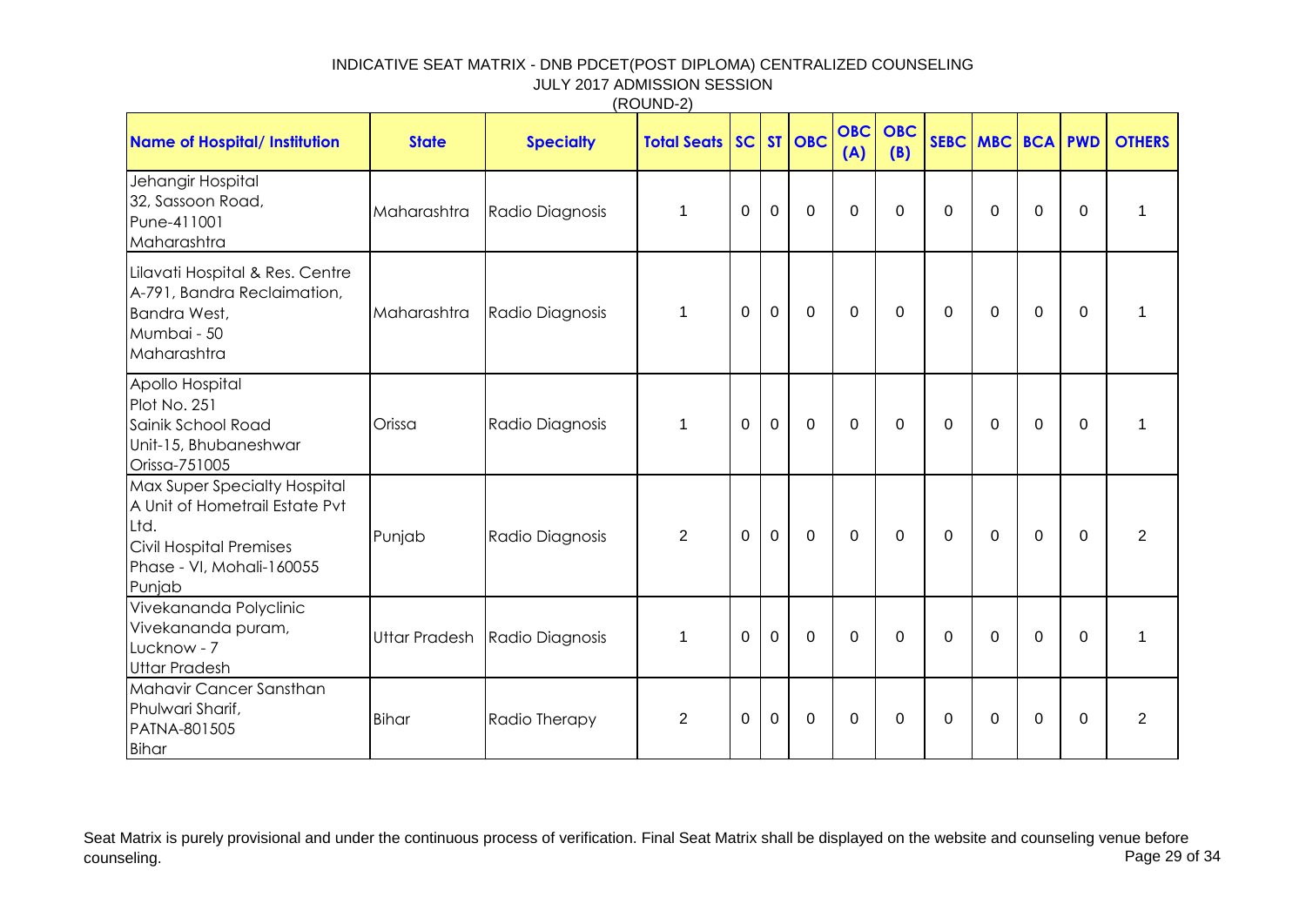INDICATIVE SEAT MATRIX - DNB PDCET(POST DIPLOMA) CENTRALIZED COUNSELING
JULY 2017 ADMISSION SESSION
(ROUND-2)

| Name of Hospital/ Institution | State | Specialty | Total Seats | SC | ST | OBC | OBC (A) | OBC (B) | SEBC | MBC | BCA | PWD | OTHERS |
|---|---|---|---|---|---|---|---|---|---|---|---|---|---|
| Jehangir Hospital 32, Sassoon Road, Pune-411001 Maharashtra | Maharashtra | Radio Diagnosis | 1 | 0 | 0 | 0 | 0 | 0 | 0 | 0 | 0 | 0 | 1 |
| Lilavati Hospital & Res. Centre A-791, Bandra Reclaimation, Bandra West, Mumbai - 50 Maharashtra | Maharashtra | Radio Diagnosis | 1 | 0 | 0 | 0 | 0 | 0 | 0 | 0 | 0 | 0 | 1 |
| Apollo Hospital Plot No. 251 Sainik School Road Unit-15, Bhubaneshwar Orissa-751005 | Orissa | Radio Diagnosis | 1 | 0 | 0 | 0 | 0 | 0 | 0 | 0 | 0 | 0 | 1 |
| Max Super Specialty Hospital A Unit of Hometrail Estate Pvt Ltd. Civil Hospital Premises Phase - VI, Mohali-160055 Punjab | Punjab | Radio Diagnosis | 2 | 0 | 0 | 0 | 0 | 0 | 0 | 0 | 0 | 0 | 2 |
| Vivekananda Polyclinic Vivekananda puram, Lucknow - 7 Uttar Pradesh | Uttar Pradesh | Radio Diagnosis | 1 | 0 | 0 | 0 | 0 | 0 | 0 | 0 | 0 | 0 | 1 |
| Mahavir Cancer Sansthan Phulwari Sharif, PATNA-801505 Bihar | Bihar | Radio Therapy | 2 | 0 | 0 | 0 | 0 | 0 | 0 | 0 | 0 | 0 | 2 |

Seat Matrix is purely provisional and under the continuous process of verification. Final Seat Matrix shall be displayed on the website and counseling venue before counseling.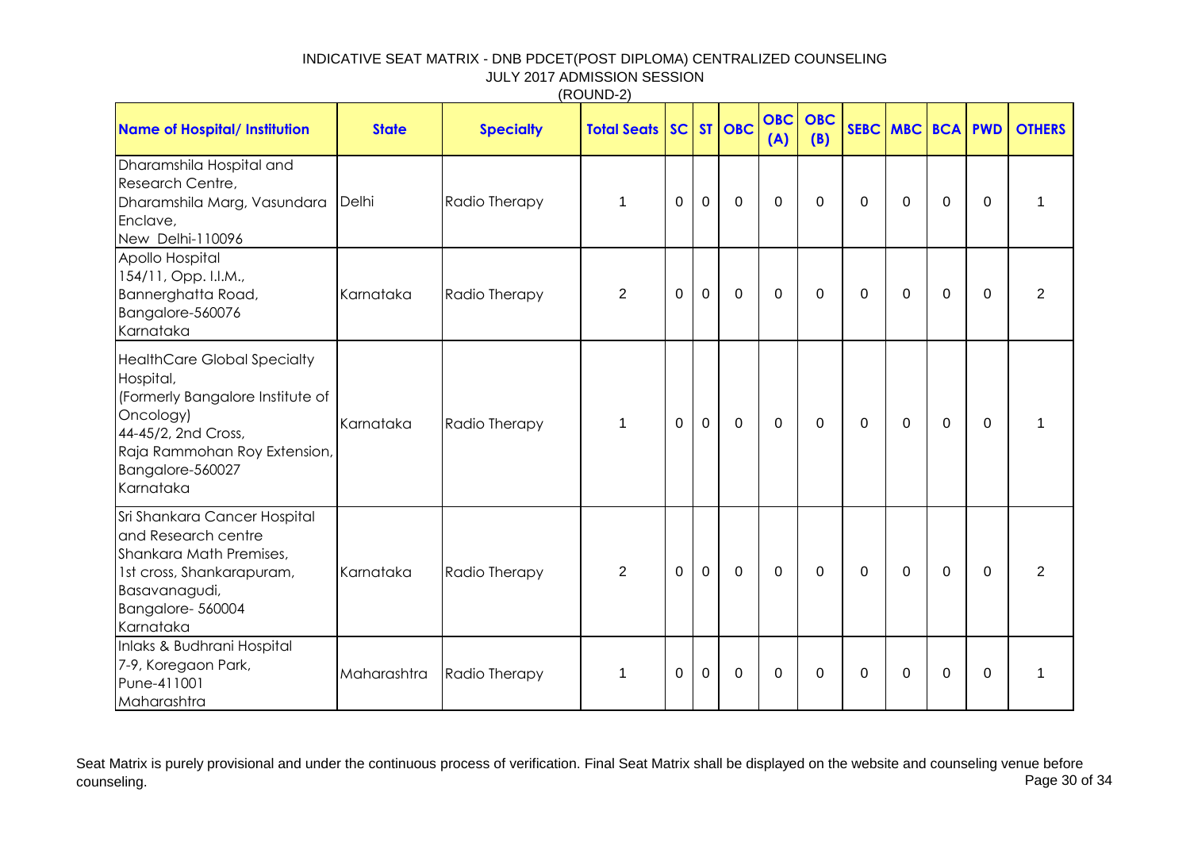INDICATIVE SEAT MATRIX - DNB PDCET(POST DIPLOMA) CENTRALIZED COUNSELING

JULY 2017 ADMISSION SESSION

(ROUND-2)

| Name of Hospital/ Institution | State | Specialty | Total Seats | SC | ST | OBC | OBC (A) | OBC (B) | SEBC | MBC | BCA | PWD | OTHERS |
|---|---|---|---|---|---|---|---|---|---|---|---|---|---|
| Dharamshila Hospital and Research Centre, Dharamshila Marg, Vasundara Enclave, New Delhi-110096 | Delhi | Radio Therapy | 1 | 0 | 0 | 0 | 0 | 0 | 0 | 0 | 0 | 0 | 1 |
| Apollo Hospital 154/11, Opp. I.I.M., Bannerghatta Road, Bangalore-560076 Karnataka | Karnataka | Radio Therapy | 2 | 0 | 0 | 0 | 0 | 0 | 0 | 0 | 0 | 0 | 2 |
| HealthCare Global Specialty Hospital, (Formerly Bangalore Institute of Oncology) 44-45/2, 2nd Cross, Raja Rammohan Roy Extension, Bangalore-560027 Karnataka | Karnataka | Radio Therapy | 1 | 0 | 0 | 0 | 0 | 0 | 0 | 0 | 0 | 0 | 1 |
| Sri Shankara Cancer Hospital and Research centre Shankara Math Premises, 1st cross, Shankarapuram, Basavanagudi, Bangalore- 560004 Karnataka | Karnataka | Radio Therapy | 2 | 0 | 0 | 0 | 0 | 0 | 0 | 0 | 0 | 0 | 2 |
| Inlaks & Budhrani Hospital 7-9, Koregaon Park, Pune-411001 Maharashtra | Maharashtra | Radio Therapy | 1 | 0 | 0 | 0 | 0 | 0 | 0 | 0 | 0 | 0 | 1 |

Seat Matrix is purely provisional and under the continuous process of verification. Final Seat Matrix shall be displayed on the website and counseling venue before counseling.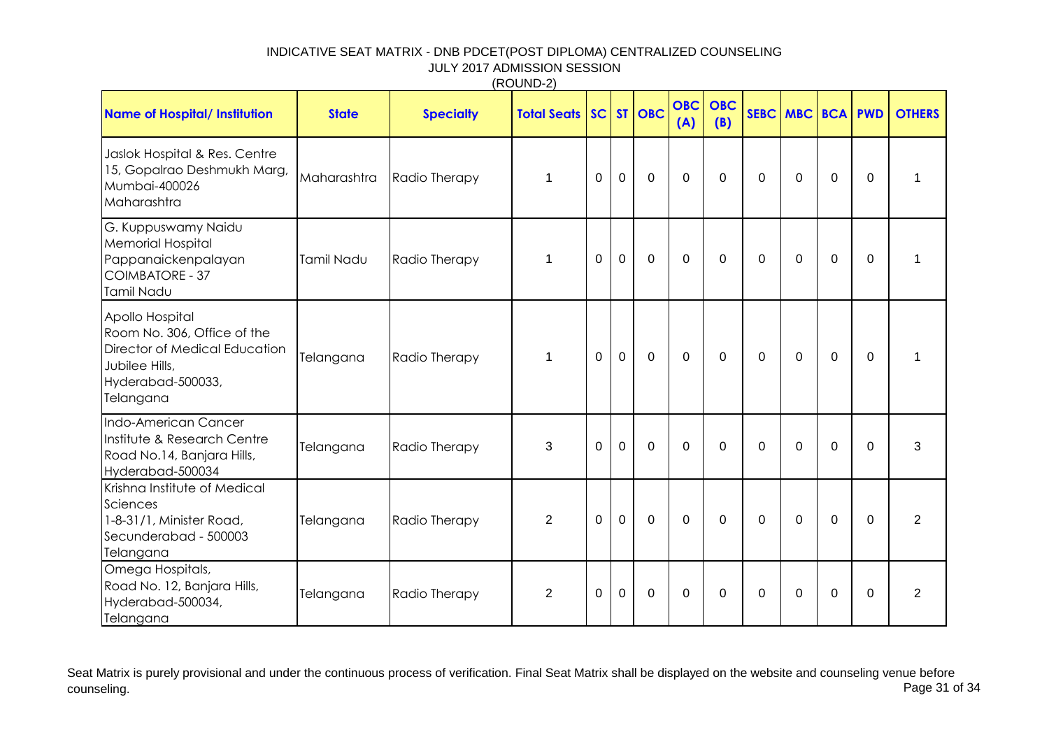# INDICATIVE SEAT MATRIX - DNB PDCET(POST DIPLOMA) CENTRALIZED COUNSELING

## JULY 2017 ADMISSION SESSION

### (ROUND-2)

| Name of Hospital/ Institution | State | Specialty | Total Seats | SC | ST | OBC | OBC (A) | OBC (B) | SEBC | MBC | BCA | PWD | OTHERS |
|---|---|---|---|---|---|---|---|---|---|---|---|---|---|
| Jaslok Hospital & Res. Centre 15, Gopalrao Deshmukh Marg, Mumbai-400026 Maharashtra | Maharashtra | Radio Therapy | 1 | 0 | 0 | 0 | 0 | 0 | 0 | 0 | 0 | 0 | 1 |
| G. Kuppuswamy Naidu Memorial Hospital Pappanaickenpalayan COIMBATORE - 37 Tamil Nadu | Tamil Nadu | Radio Therapy | 1 | 0 | 0 | 0 | 0 | 0 | 0 | 0 | 0 | 0 | 1 |
| Apollo Hospital Room No. 306, Office of the Director of Medical Education Jubilee Hills, Hyderabad-500033, Telangana | Telangana | Radio Therapy | 1 | 0 | 0 | 0 | 0 | 0 | 0 | 0 | 0 | 0 | 1 |
| Indo-American Cancer Institute & Research Centre Road No.14, Banjara Hills, Hyderabad-500034 | Telangana | Radio Therapy | 3 | 0 | 0 | 0 | 0 | 0 | 0 | 0 | 0 | 0 | 3 |
| Krishna Institute of Medical Sciences 1-8-31/1, Minister Road, Secunderabad - 500003 Telangana | Telangana | Radio Therapy | 2 | 0 | 0 | 0 | 0 | 0 | 0 | 0 | 0 | 0 | 2 |
| Omega Hospitals, Road No. 12, Banjara Hills, Hyderabad-500034, Telangana | Telangana | Radio Therapy | 2 | 0 | 0 | 0 | 0 | 0 | 0 | 0 | 0 | 0 | 2 |

Seat Matrix is purely provisional and under the continuous process of verification. Final Seat Matrix shall be displayed on the website and counseling venue before counseling.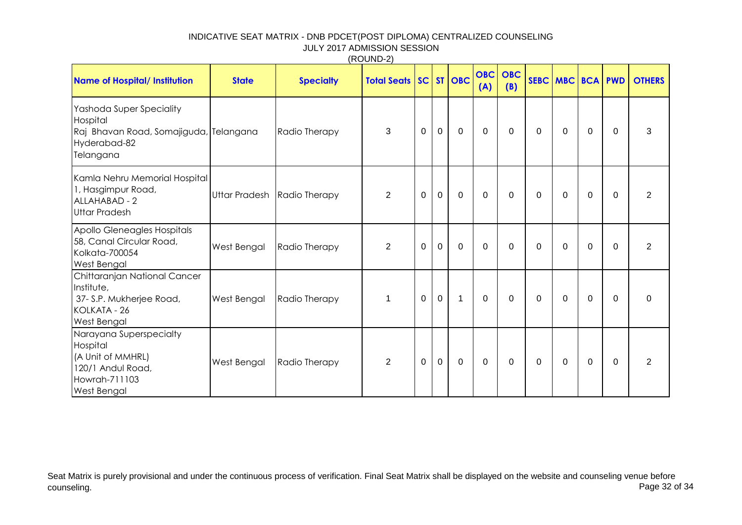INDICATIVE SEAT MATRIX - DNB PDCET(POST DIPLOMA) CENTRALIZED COUNSELING
JULY 2017 ADMISSION SESSION
(ROUND-2)

| Name of Hospital/ Institution | State | Specialty | Total Seats | SC | ST | OBC | OBC (A) | OBC (B) | SEBC | MBC | BCA | PWD | OTHERS |
|---|---|---|---|---|---|---|---|---|---|---|---|---|---|
| Yashoda Super Speciality Hospital Raj Bhavan Road, Somajiguda, Hyderabad-82 Telangana | Telangana | Radio Therapy | 3 | 0 | 0 | 0 | 0 | 0 | 0 | 0 | 0 | 0 | 3 |
| Kamla Nehru Memorial Hospital 1, Hasgimpur Road, ALLAHABAD - 2 Uttar Pradesh | Uttar Pradesh | Radio Therapy | 2 | 0 | 0 | 0 | 0 | 0 | 0 | 0 | 0 | 0 | 2 |
| Apollo Gleneagles Hospitals 58, Canal Circular Road, Kolkata-700054 West Bengal | West Bengal | Radio Therapy | 2 | 0 | 0 | 0 | 0 | 0 | 0 | 0 | 0 | 0 | 2 |
| Chittaranjan National Cancer Institute, 37- S.P. Mukherjee Road, KOLKATA - 26 West Bengal | West Bengal | Radio Therapy | 1 | 0 | 0 | 1 | 0 | 0 | 0 | 0 | 0 | 0 | 0 |
| Narayana Superspecialty Hospital (A Unit of MMHRL) 120/1 Andul Road, Howrah-711103 West Bengal | West Bengal | Radio Therapy | 2 | 0 | 0 | 0 | 0 | 0 | 0 | 0 | 0 | 0 | 2 |

Seat Matrix is purely provisional and under the continuous process of verification. Final Seat Matrix shall be displayed on the website and counseling venue before counseling.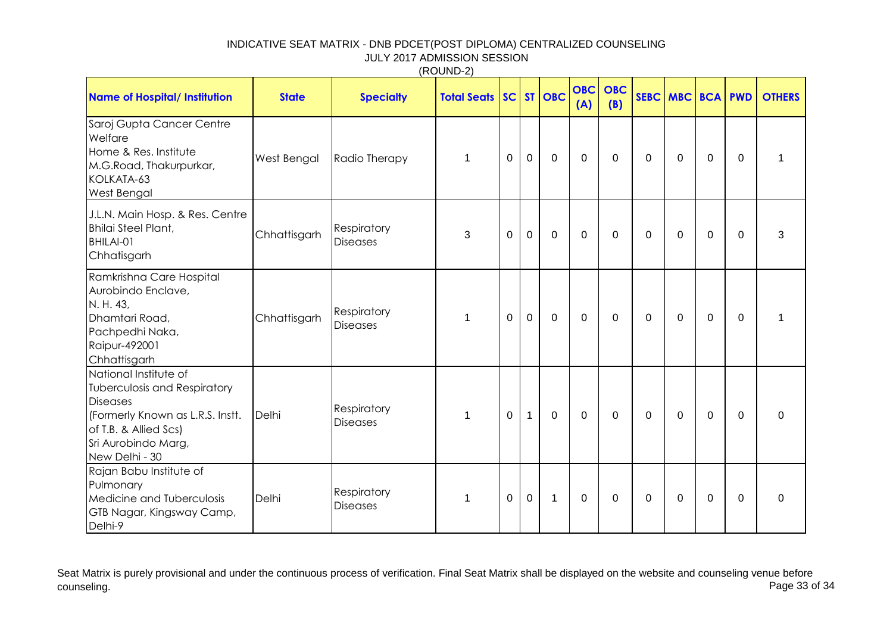# INDICATIVE SEAT MATRIX - DNB PDCET(POST DIPLOMA) CENTRALIZED COUNSELING

JULY 2017 ADMISSION SESSION

(ROUND-2)

| Name of Hospital/ Institution | State | Specialty | Total Seats | SC | ST | OBC | OBC (A) | OBC (B) | SEBC | MBC | BCA | PWD | OTHERS |
|---|---|---|---|---|---|---|---|---|---|---|---|---|---|
| Saroj Gupta Cancer Centre Welfare<br>Home & Res. Institute<br>M.G.Road, Thakurpurkar,<br>KOLKATA-63<br>West Bengal | West Bengal | Radio Therapy | 1 | 0 | 0 | 0 | 0 | 0 | 0 | 0 | 0 | 0 | 1 |
| J.L.N. Main Hosp. & Res. Centre<br>Bhilai Steel Plant,<br>BHILAI-01<br>Chhatisgarh | Chhattisgarh | Respiratory Diseases | 3 | 0 | 0 | 0 | 0 | 0 | 0 | 0 | 0 | 0 | 3 |
| Ramkrishna Care Hospital<br>Aurobindo Enclave,<br>N. H. 43,<br>Dhamtari Road,<br>Pachpedhi Naka,<br>Raipur-492001<br>Chhattisgarh | Chhattisgarh | Respiratory Diseases | 1 | 0 | 0 | 0 | 0 | 0 | 0 | 0 | 0 | 0 | 1 |
| National Institute of Tuberculosis and Respiratory Diseases<br>(Formerly Known as L.R.S. Instt. of T.B. & Allied Scs)<br>Sri Aurobindo Marg,<br>New Delhi - 30 | Delhi | Respiratory Diseases | 1 | 0 | 1 | 0 | 0 | 0 | 0 | 0 | 0 | 0 | 0 |
| Rajan Babu Institute of Pulmonary<br>Medicine and Tuberculosis<br>GTB Nagar, Kingsway Camp,<br>Delhi-9 | Delhi | Respiratory Diseases | 1 | 0 | 0 | 1 | 0 | 0 | 0 | 0 | 0 | 0 | 0 |

Seat Matrix is purely provisional and under the continuous process of verification. Final Seat Matrix shall be displayed on the website and counseling venue before counseling.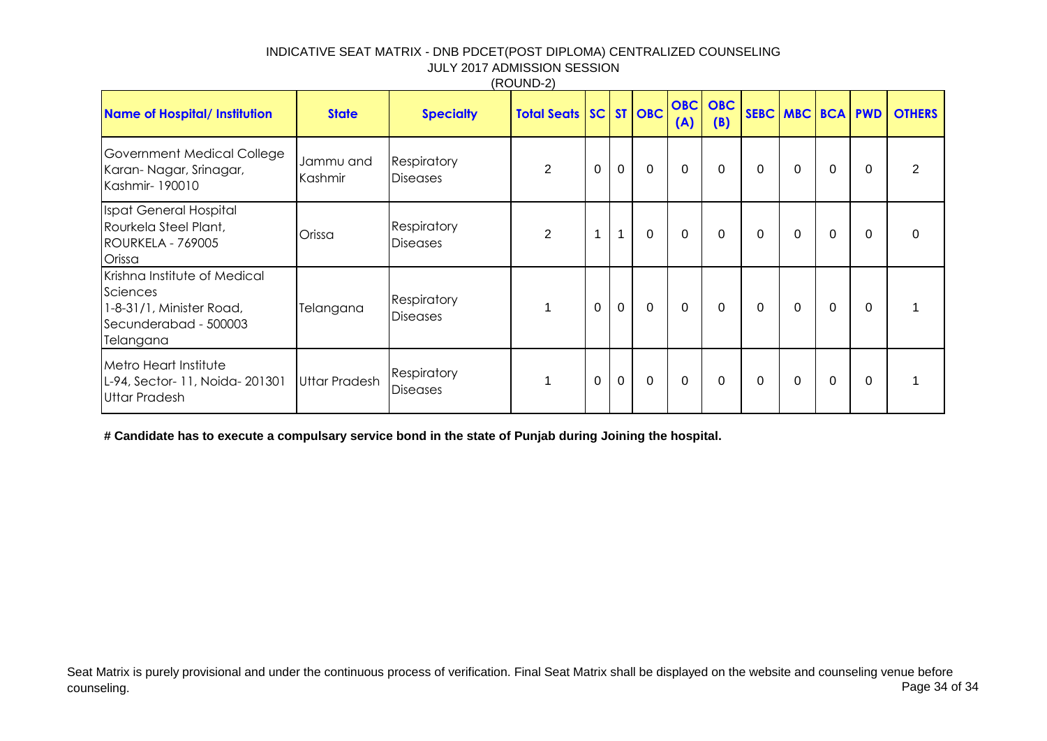INDICATIVE SEAT MATRIX - DNB PDCET(POST DIPLOMA) CENTRALIZED COUNSELING

JULY 2017 ADMISSION SESSION

(ROUND-2)

| Name of Hospital/ Institution | State | Specialty | Total Seats | SC | ST | OBC | OBC (A) | OBC (B) | SEBC | MBC | BCA | PWD | OTHERS |
|---|---|---|---|---|---|---|---|---|---|---|---|---|---|
| Government Medical College Karan- Nagar, Srinagar, Kashmir- 190010 | Jammu and Kashmir | Respiratory Diseases | 2 | 0 | 0 | 0 | 0 | 0 | 0 | 0 | 0 | 0 | 2 |
| Ispat General Hospital Rourkela Steel Plant, ROURKELA - 769005 Orissa | Orissa | Respiratory Diseases | 2 | 1 | 1 | 0 | 0 | 0 | 0 | 0 | 0 | 0 | 0 |
| Krishna Institute of Medical Sciences 1-8-31/1, Minister Road, Secunderabad - 500003 Telangana | Telangana | Respiratory Diseases | 1 | 0 | 0 | 0 | 0 | 0 | 0 | 0 | 0 | 0 | 1 |
| Metro Heart Institute L-94, Sector- 11, Noida- 201301 Uttar Pradesh | Uttar Pradesh | Respiratory Diseases | 1 | 0 | 0 | 0 | 0 | 0 | 0 | 0 | 0 | 0 | 1 |

**# Candidate has to execute a compulsary service bond in the state of Punjab during Joining the hospital.**

Seat Matrix is purely provisional and under the continuous process of verification. Final Seat Matrix shall be displayed on the website and counseling venue before counseling.